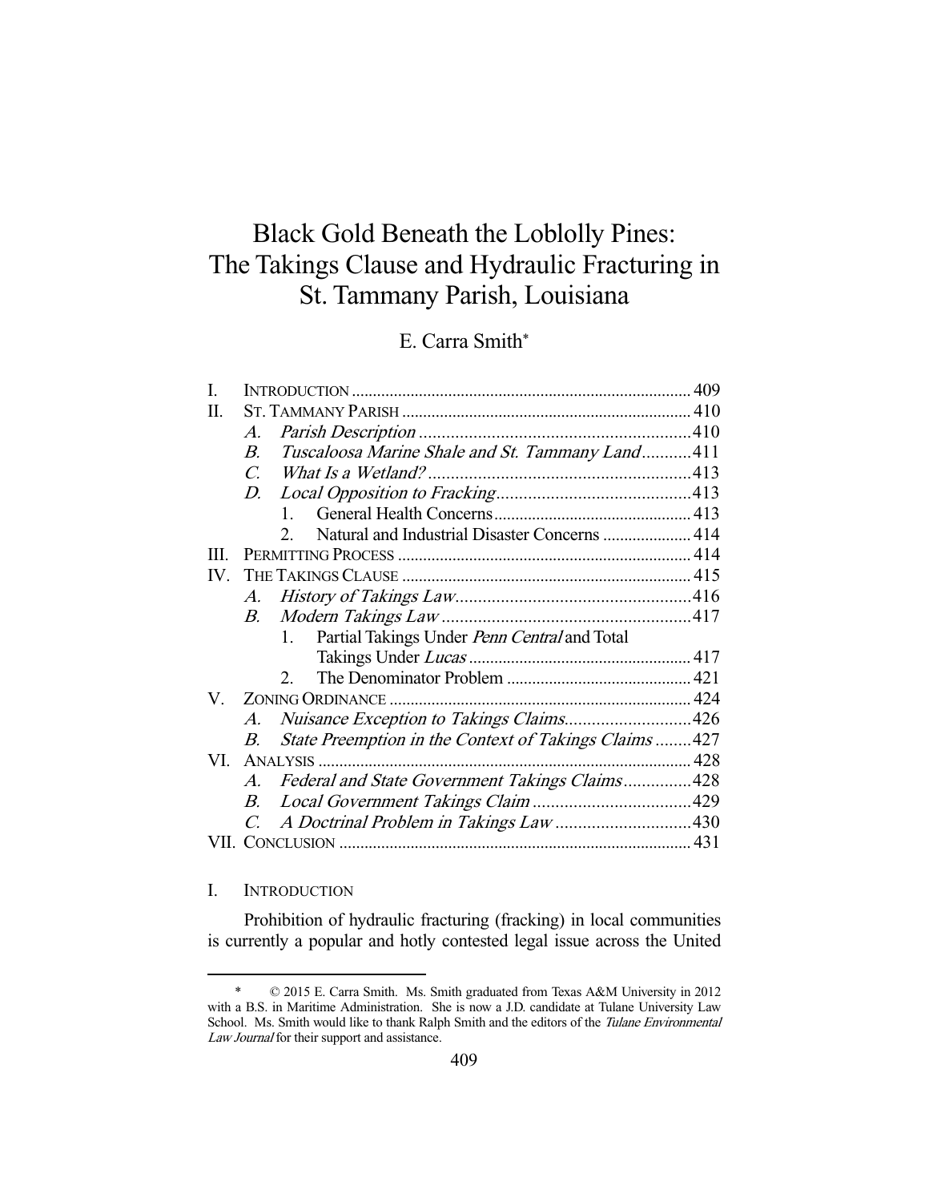# Black Gold Beneath the Loblolly Pines: The Takings Clause and Hydraulic Fracturing in St. Tammany Parish, Louisiana

E. Carra Smith*

| | | |
|---|---|---|
| I. | INTRODUCTION | 409 |
| II. | ST. TAMMANY PARISH | 410 |
| | *A. Parish Description* | 410 |
| | *B. Tuscaloosa Marine Shale and St. Tammany Land* | 411 |
| | *C. What Is a Wetland?* | 413 |
| | *D. Local Opposition to Fracking* | 413 |
| | 1. General Health Concerns | 413 |
| | 2. Natural and Industrial Disaster Concerns | 414 |
| III. | PERMITTING PROCESS | 414 |
| IV. | THE TAKINGS CLAUSE | 415 |
| | *A. History of Takings Law* | 416 |
| | *B. Modern Takings Law* | 417 |
| | 1. Partial Takings Under *Penn Central* and Total Takings Under *Lucas* | 417 |
| | 2. The Denominator Problem | 421 |
| V. | ZONING ORDINANCE | 424 |
| | *A. Nuisance Exception to Takings Claims* | 426 |
| | *B. State Preemption in the Context of Takings Claims* | 427 |
| VI. | ANALYSIS | 428 |
| | *A. Federal and State Government Takings Claims* | 428 |
| | *B. Local Government Takings Claim* | 429 |
| | *C. A Doctrinal Problem in Takings Law* | 430 |
| VII. | CONCLUSION | 431 |

## I. INTRODUCTION

Prohibition of hydraulic fracturing (fracking) in local communities is currently a popular and hotly contested legal issue across the United

---

\* © 2015 E. Carra Smith. Ms. Smith graduated from Texas A&M University in 2012 with a B.S. in Maritime Administration. She is now a J.D. candidate at Tulane University Law School. Ms. Smith would like to thank Ralph Smith and the editors of the *Tulane Environmental Law Journal* for their support and assistance.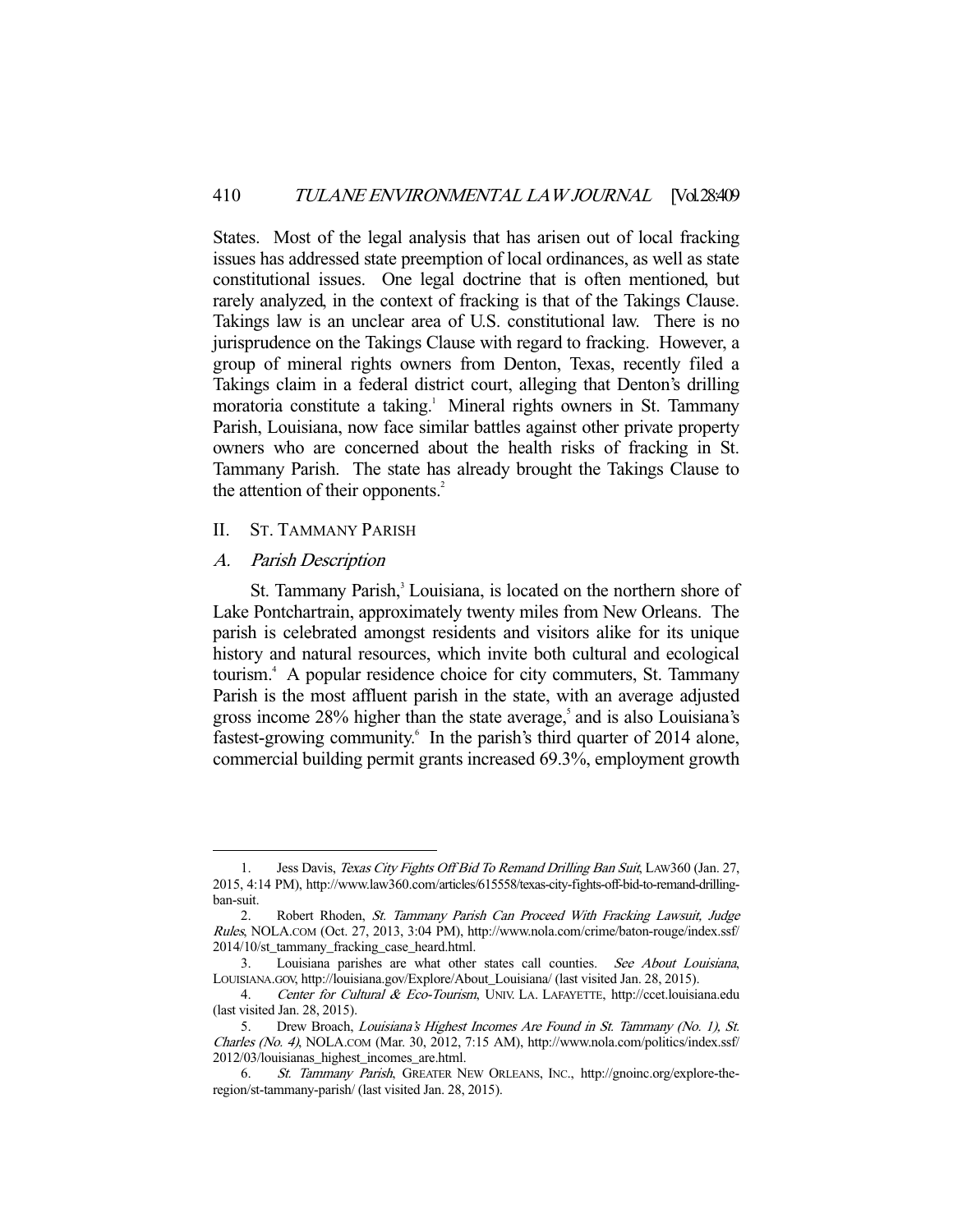States. Most of the legal analysis that has arisen out of local fracking issues has addressed state preemption of local ordinances, as well as state constitutional issues. One legal doctrine that is often mentioned, but rarely analyzed, in the context of fracking is that of the Takings Clause. Takings law is an unclear area of U.S. constitutional law. There is no jurisprudence on the Takings Clause with regard to fracking. However, a group of mineral rights owners from Denton, Texas, recently filed a Takings claim in a federal district court, alleging that Denton's drilling moratoria constitute a taking.[1] Mineral rights owners in St. Tammany Parish, Louisiana, now face similar battles against other private property owners who are concerned about the health risks of fracking in St. Tammany Parish. The state has already brought the Takings Clause to the attention of their opponents.[2]

## II. St. Tammany Parish

### A. *Parish Description*

St. Tammany Parish,[3] Louisiana, is located on the northern shore of Lake Pontchartrain, approximately twenty miles from New Orleans. The parish is celebrated amongst residents and visitors alike for its unique history and natural resources, which invite both cultural and ecological tourism.[4] A popular residence choice for city commuters, St. Tammany Parish is the most affluent parish in the state, with an average adjusted gross income 28% higher than the state average,[5] and is also Louisiana's fastest-growing community.[6] In the parish's third quarter of 2014 alone, commercial building permit grants increased 69.3%, employment growth

---

1. Jess Davis, *Texas City Fights Off Bid To Remand Drilling Ban Suit*, LAW360 (Jan. 27, 2015, 4:14 PM), http://www.law360.com/articles/615558/texas-city-fights-off-bid-to-remand-drilling-ban-suit.

2. Robert Rhoden, *St. Tammany Parish Can Proceed With Fracking Lawsuit, Judge Rules*, NOLA.COM (Oct. 27, 2013, 3:04 PM), http://www.nola.com/crime/baton-rouge/index.ssf/2014/10/st_tammany_fracking_case_heard.html.

3. Louisiana parishes are what other states call counties. *See About Louisiana*, LOUISIANA.GOV, http://louisiana.gov/Explore/About_Louisiana/ (last visited Jan. 28, 2015).

4. *Center for Cultural & Eco-Tourism*, UNIV. LA. LAFAYETTE, http://ccet.louisiana.edu (last visited Jan. 28, 2015).

5. Drew Broach, *Louisiana's Highest Incomes Are Found in St. Tammany (No. 1), St. Charles (No. 4)*, NOLA.COM (Mar. 30, 2012, 7:15 AM), http://www.nola.com/politics/index.ssf/2012/03/louisianas_highest_incomes_are.html.

6. *St. Tammany Parish*, GREATER NEW ORLEANS, INC., http://gnoinc.org/explore-the-region/st-tammany-parish/ (last visited Jan. 28, 2015).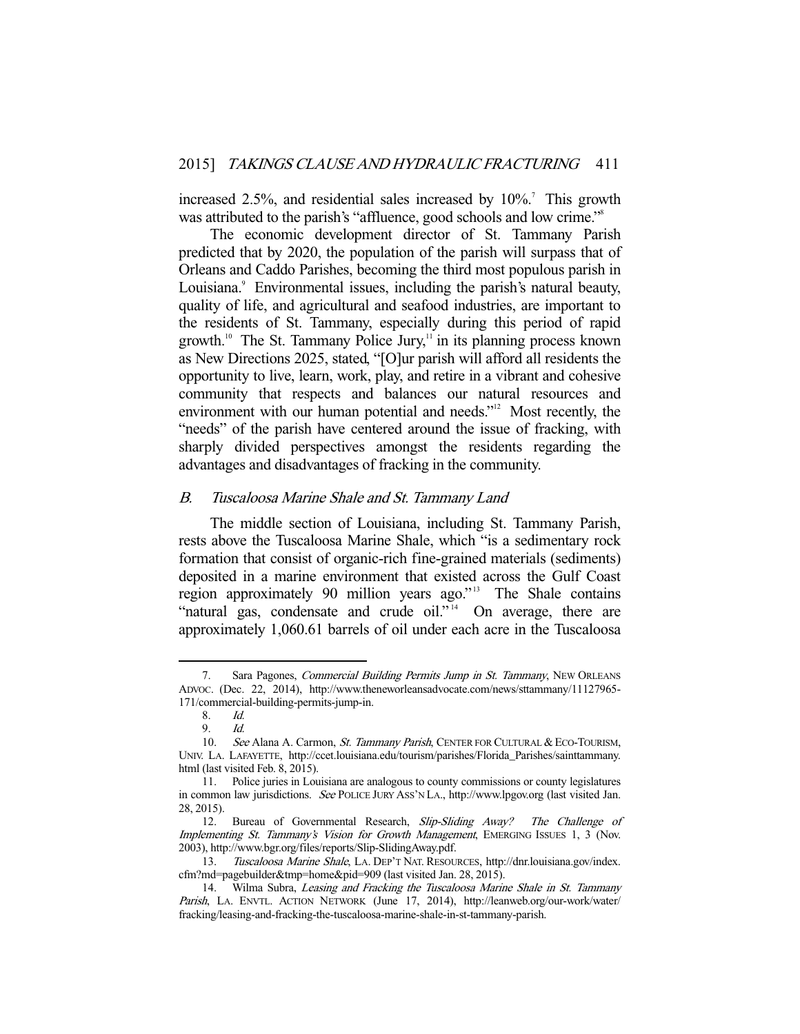increased 2.5%, and residential sales increased by 10%.[7] This growth was attributed to the parish's "affluence, good schools and low crime."[8]

The economic development director of St. Tammany Parish predicted that by 2020, the population of the parish will surpass that of Orleans and Caddo Parishes, becoming the third most populous parish in Louisiana.[9] Environmental issues, including the parish's natural beauty, quality of life, and agricultural and seafood industries, are important to the residents of St. Tammany, especially during this period of rapid growth.[10] The St. Tammany Police Jury,[11] in its planning process known as New Directions 2025, stated, "[O]ur parish will afford all residents the opportunity to live, learn, work, play, and retire in a vibrant and cohesive community that respects and balances our natural resources and environment with our human potential and needs."[12] Most recently, the "needs" of the parish have centered around the issue of fracking, with sharply divided perspectives amongst the residents regarding the advantages and disadvantages of fracking in the community.

### B. *Tuscaloosa Marine Shale and St. Tammany Land*

The middle section of Louisiana, including St. Tammany Parish, rests above the Tuscaloosa Marine Shale, which "is a sedimentary rock formation that consist of organic-rich fine-grained materials (sediments) deposited in a marine environment that existed across the Gulf Coast region approximately 90 million years ago."[13] The Shale contains "natural gas, condensate and crude oil."[14] On average, there are approximately 1,060.61 barrels of oil under each acre in the Tuscaloosa

---

7. Sara Pagones, *Commercial Building Permits Jump in St. Tammany*, NEW ORLEANS ADVOC. (Dec. 22, 2014), http://www.theneworleansadvocate.com/news/sttammany/11127965-171/commercial-building-permits-jump-in.

8. *Id.*

9. *Id.*

10. *See* Alana A. Carmon, *St. Tammany Parish*, CENTER FOR CULTURAL & ECO-TOURISM, UNIV. LA. LAFAYETTE, http://ccet.louisiana.edu/tourism/parishes/Florida_Parishes/sainttammany.html (last visited Feb. 8, 2015).

11. Police juries in Louisiana are analogous to county commissions or county legislatures in common law jurisdictions. *See* POLICE JURY ASS'N LA., http://www.lpgov.org (last visited Jan. 28, 2015).

12. Bureau of Governmental Research, *Slip-Sliding Away? The Challenge of Implementing St. Tammany's Vision for Growth Management*, EMERGING ISSUES 1, 3 (Nov. 2003), http://www.bgr.org/files/reports/Slip-SlidingAway.pdf.

13. *Tuscaloosa Marine Shale*, LA. DEP'T NAT. RESOURCES, http://dnr.louisiana.gov/index.cfm?md=pagebuilder&tmp=home&pid=909 (last visited Jan. 28, 2015).

14. Wilma Subra, *Leasing and Fracking the Tuscaloosa Marine Shale in St. Tammany Parish*, LA. ENVTL. ACTION NETWORK (June 17, 2014), http://leanweb.org/our-work/water/fracking/leasing-and-fracking-the-tuscaloosa-marine-shale-in-st-tammany-parish.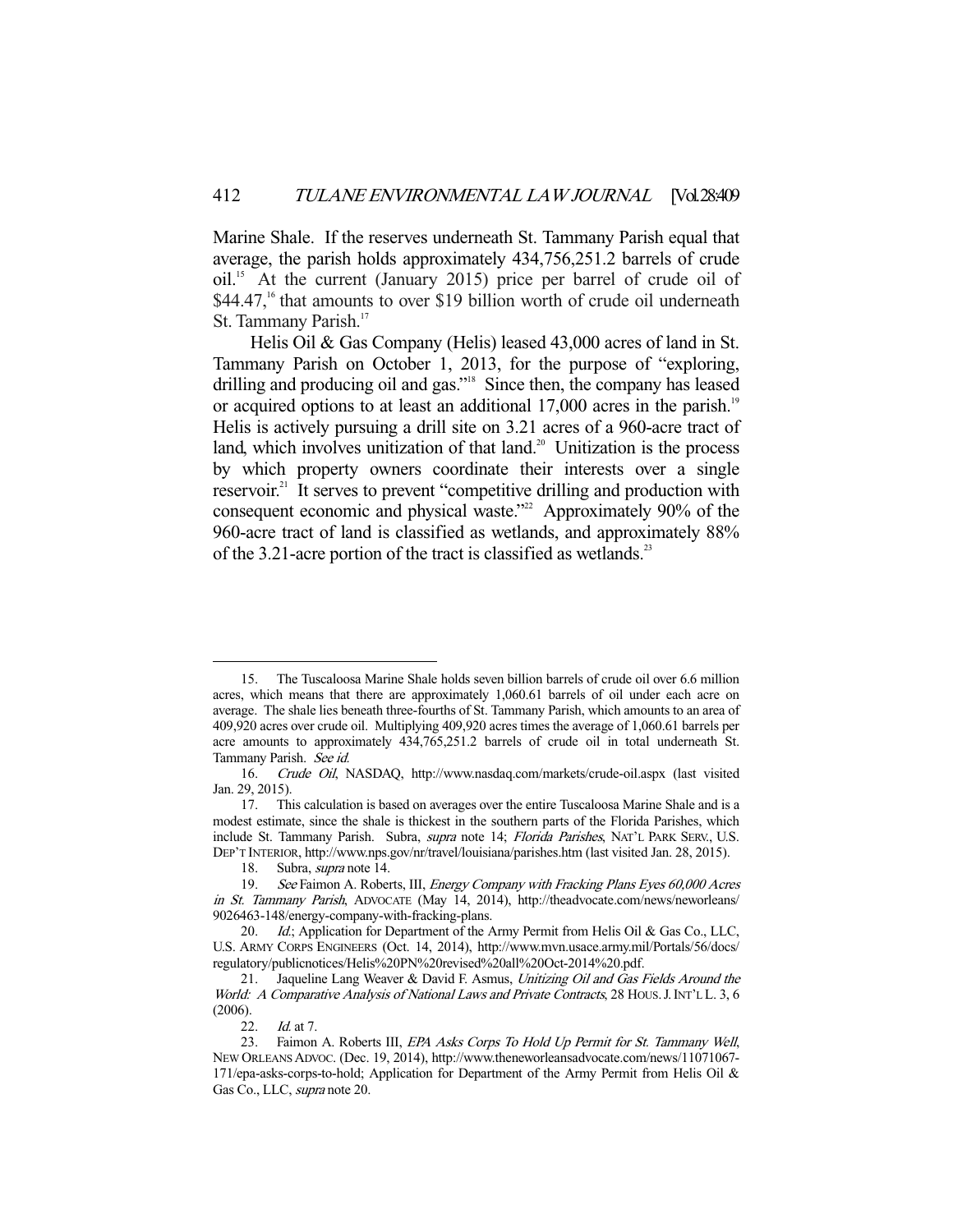Marine Shale. If the reserves underneath St. Tammany Parish equal that average, the parish holds approximately 434,756,251.2 barrels of crude oil.[15] At the current (January 2015) price per barrel of crude oil of $44.47,[16] that amounts to over $19 billion worth of crude oil underneath St. Tammany Parish.[17]

Helis Oil & Gas Company (Helis) leased 43,000 acres of land in St. Tammany Parish on October 1, 2013, for the purpose of "exploring, drilling and producing oil and gas."[18] Since then, the company has leased or acquired options to at least an additional 17,000 acres in the parish.[19] Helis is actively pursuing a drill site on 3.21 acres of a 960-acre tract of land, which involves unitization of that land.[20] Unitization is the process by which property owners coordinate their interests over a single reservoir.[21] It serves to prevent "competitive drilling and production with consequent economic and physical waste."[22] Approximately 90% of the 960-acre tract of land is classified as wetlands, and approximately 88% of the 3.21-acre portion of the tract is classified as wetlands.[23]

---

15. The Tuscaloosa Marine Shale holds seven billion barrels of crude oil over 6.6 million acres, which means that there are approximately 1,060.61 barrels of oil under each acre on average. The shale lies beneath three-fourths of St. Tammany Parish, which amounts to an area of 409,920 acres over crude oil. Multiplying 409,920 acres times the average of 1,060.61 barrels per acre amounts to approximately 434,765,251.2 barrels of crude oil in total underneath St. Tammany Parish. *See id.*

16. *Crude Oil*, NASDAQ, http://www.nasdaq.com/markets/crude-oil.aspx (last visited Jan. 29, 2015).

17. This calculation is based on averages over the entire Tuscaloosa Marine Shale and is a modest estimate, since the shale is thickest in the southern parts of the Florida Parishes, which include St. Tammany Parish. Subra, *supra* note 14; *Florida Parishes*, NAT'L PARK SERV., U.S. DEP'T INTERIOR, http://www.nps.gov/nr/travel/louisiana/parishes.htm (last visited Jan. 28, 2015).

18. Subra, *supra* note 14.

19. *See* Faimon A. Roberts, III, *Energy Company with Fracking Plans Eyes 60,000 Acres in St. Tammany Parish*, ADVOCATE (May 14, 2014), http://theadvocate.com/news/neworleans/9026463-148/energy-company-with-fracking-plans.

20. *Id.*; Application for Department of the Army Permit from Helis Oil & Gas Co., LLC, U.S. ARMY CORPS ENGINEERS (Oct. 14, 2014), http://www.mvn.usace.army.mil/Portals/56/docs/regulatory/publicnotices/Helis%20PN%20revised%20all%20Oct-2014%20.pdf.

21. Jaqueline Lang Weaver & David F. Asmus, *Unitizing Oil and Gas Fields Around the World: A Comparative Analysis of National Laws and Private Contracts*, 28 HOUS. J. INT'L L. 3, 6 (2006).

22. *Id.* at 7.

23. Faimon A. Roberts III, *EPA Asks Corps To Hold Up Permit for St. Tammany Well*, NEW ORLEANS ADVOC. (Dec. 19, 2014), http://www.theneworleansadvocate.com/news/11071067-171/epa-asks-corps-to-hold; Application for Department of the Army Permit from Helis Oil & Gas Co., LLC, *supra* note 20.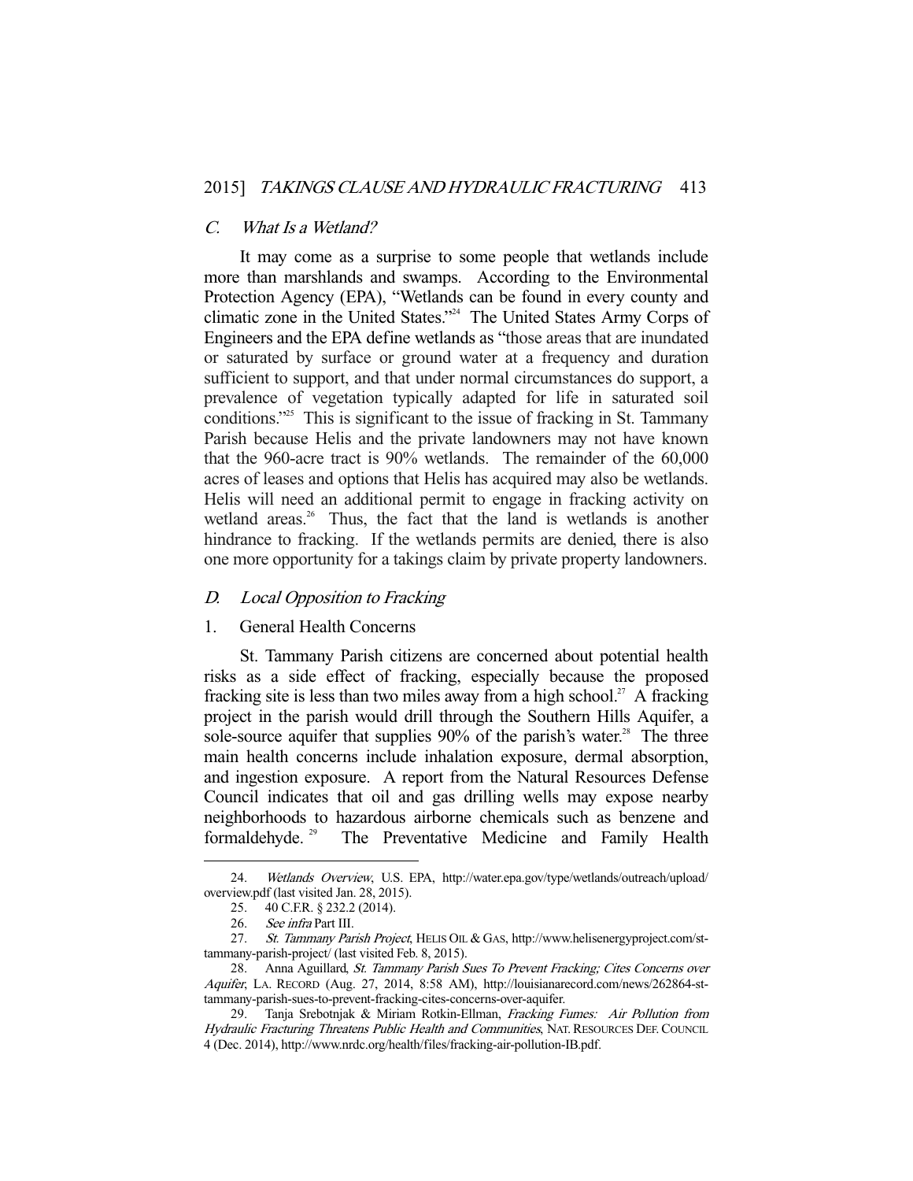### C. *What Is a Wetland?*

It may come as a surprise to some people that wetlands include more than marshlands and swamps. According to the Environmental Protection Agency (EPA), "Wetlands can be found in every county and climatic zone in the United States."[24] The United States Army Corps of Engineers and the EPA define wetlands as "those areas that are inundated or saturated by surface or ground water at a frequency and duration sufficient to support, and that under normal circumstances do support, a prevalence of vegetation typically adapted for life in saturated soil conditions."[25] This is significant to the issue of fracking in St. Tammany Parish because Helis and the private landowners may not have known that the 960-acre tract is 90% wetlands. The remainder of the 60,000 acres of leases and options that Helis has acquired may also be wetlands. Helis will need an additional permit to engage in fracking activity on wetland areas.[26] Thus, the fact that the land is wetlands is another hindrance to fracking. If the wetlands permits are denied, there is also one more opportunity for a takings claim by private property landowners.

### D. *Local Opposition to Fracking*

#### 1. General Health Concerns

St. Tammany Parish citizens are concerned about potential health risks as a side effect of fracking, especially because the proposed fracking site is less than two miles away from a high school.[27] A fracking project in the parish would drill through the Southern Hills Aquifer, a sole-source aquifer that supplies 90% of the parish's water.[28] The three main health concerns include inhalation exposure, dermal absorption, and ingestion exposure. A report from the Natural Resources Defense Council indicates that oil and gas drilling wells may expose nearby neighborhoods to hazardous airborne chemicals such as benzene and formaldehyde.[29] The Preventative Medicine and Family Health

---

24. *Wetlands Overview*, U.S. EPA, http://water.epa.gov/type/wetlands/outreach/upload/overview.pdf (last visited Jan. 28, 2015).

25. 40 C.F.R. § 232.2 (2014).

26. *See infra* Part III.

27. *St. Tammany Parish Project*, HELIS OIL & GAS, http://www.helisenergyproject.com/st-tammany-parish-project/ (last visited Feb. 8, 2015).

28. Anna Aguillard, *St. Tammany Parish Sues To Prevent Fracking; Cites Concerns over Aquifer*, LA. RECORD (Aug. 27, 2014, 8:58 AM), http://louisianarecord.com/news/262864-st-tammany-parish-sues-to-prevent-fracking-cites-concerns-over-aquifer.

29. Tanja Srebotnjak & Miriam Rotkin-Ellman, *Fracking Fumes: Air Pollution from Hydraulic Fracturing Threatens Public Health and Communities*, NAT. RESOURCES DEF. COUNCIL 4 (Dec. 2014), http://www.nrdc.org/health/files/fracking-air-pollution-IB.pdf.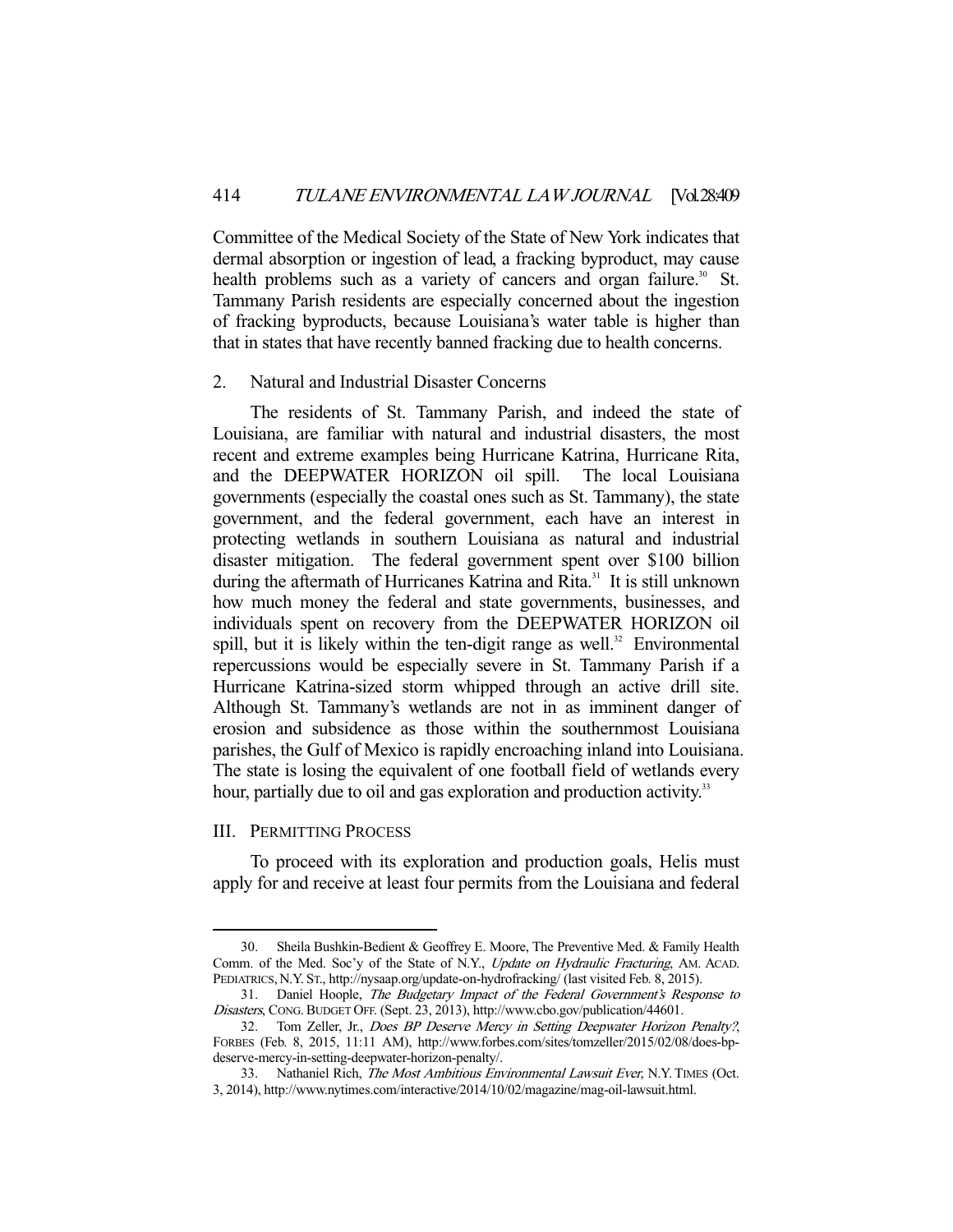Committee of the Medical Society of the State of New York indicates that dermal absorption or ingestion of lead, a fracking byproduct, may cause health problems such as a variety of cancers and organ failure.[30] St. Tammany Parish residents are especially concerned about the ingestion of fracking byproducts, because Louisiana's water table is higher than that in states that have recently banned fracking due to health concerns.

### 2. Natural and Industrial Disaster Concerns

The residents of St. Tammany Parish, and indeed the state of Louisiana, are familiar with natural and industrial disasters, the most recent and extreme examples being Hurricane Katrina, Hurricane Rita, and the DEEPWATER HORIZON oil spill. The local Louisiana governments (especially the coastal ones such as St. Tammany), the state government, and the federal government, each have an interest in protecting wetlands in southern Louisiana as natural and industrial disaster mitigation. The federal government spent over $100 billion during the aftermath of Hurricanes Katrina and Rita.[31] It is still unknown how much money the federal and state governments, businesses, and individuals spent on recovery from the DEEPWATER HORIZON oil spill, but it is likely within the ten-digit range as well.[32] Environmental repercussions would be especially severe in St. Tammany Parish if a Hurricane Katrina-sized storm whipped through an active drill site. Although St. Tammany's wetlands are not in as imminent danger of erosion and subsidence as those within the southernmost Louisiana parishes, the Gulf of Mexico is rapidly encroaching inland into Louisiana. The state is losing the equivalent of one football field of wetlands every hour, partially due to oil and gas exploration and production activity.[33]

## III. PERMITTING PROCESS

To proceed with its exploration and production goals, Helis must apply for and receive at least four permits from the Louisiana and federal

---

30. Sheila Bushkin-Bedient & Geoffrey E. Moore, The Preventive Med. & Family Health Comm. of the Med. Soc'y of the State of N.Y., *Update on Hydraulic Fracturing*, AM. ACAD. PEDIATRICS, N.Y. ST., http://nysaap.org/update-on-hydrofracking/ (last visited Feb. 8, 2015).

31. Daniel Hoople, *The Budgetary Impact of the Federal Government's Response to Disasters*, CONG. BUDGET OFF. (Sept. 23, 2013), http://www.cbo.gov/publication/44601.

32. Tom Zeller, Jr., *Does BP Deserve Mercy in Setting Deepwater Horizon Penalty?*, FORBES (Feb. 8, 2015, 11:11 AM), http://www.forbes.com/sites/tomzeller/2015/02/08/does-bp-deserve-mercy-in-setting-deepwater-horizon-penalty/.

33. Nathaniel Rich, *The Most Ambitious Environmental Lawsuit Ever*, N.Y. TIMES (Oct. 3, 2014), http://www.nytimes.com/interactive/2014/10/02/magazine/mag-oil-lawsuit.html.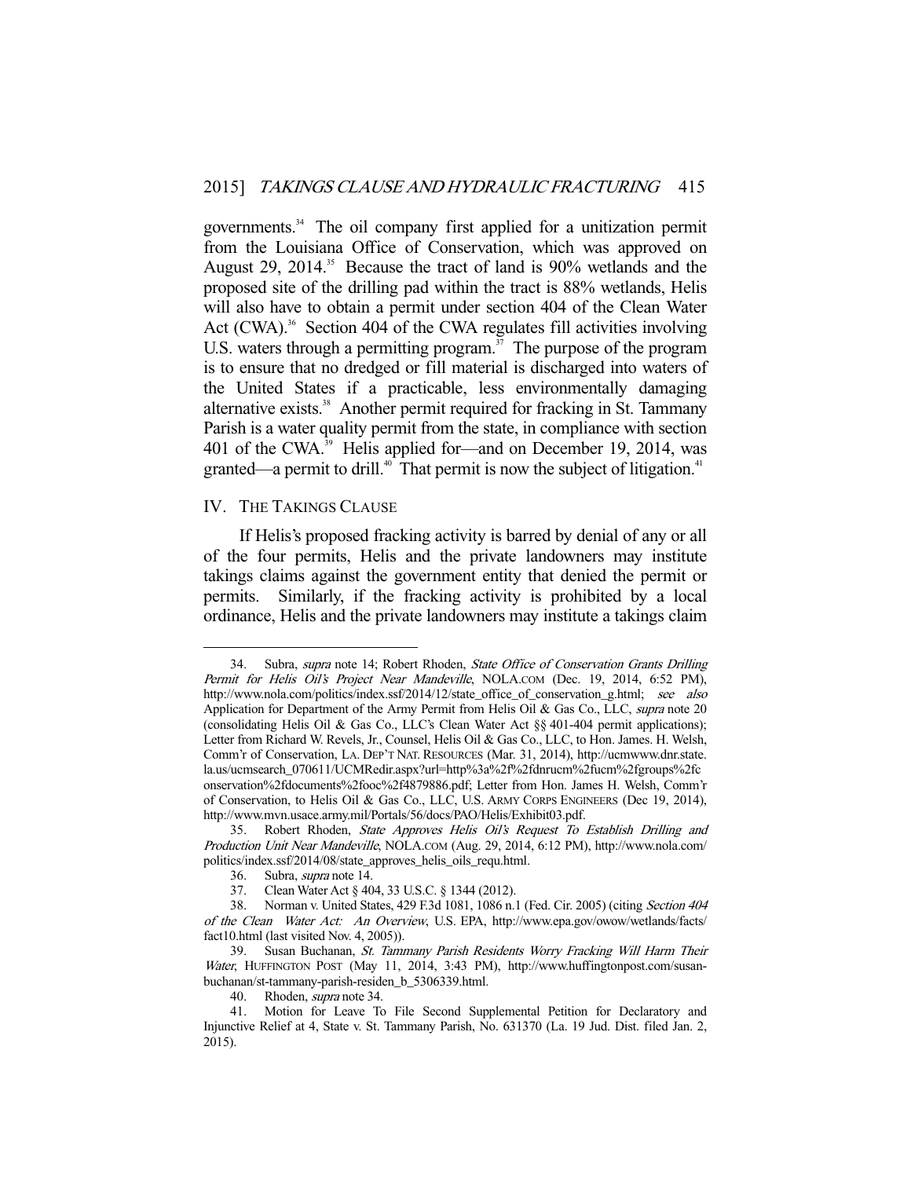governments.[34] The oil company first applied for a unitization permit from the Louisiana Office of Conservation, which was approved on August 29, 2014.[35] Because the tract of land is 90% wetlands and the proposed site of the drilling pad within the tract is 88% wetlands, Helis will also have to obtain a permit under section 404 of the Clean Water Act (CWA).[36] Section 404 of the CWA regulates fill activities involving U.S. waters through a permitting program.[37] The purpose of the program is to ensure that no dredged or fill material is discharged into waters of the United States if a practicable, less environmentally damaging alternative exists.[38] Another permit required for fracking in St. Tammany Parish is a water quality permit from the state, in compliance with section 401 of the CWA.[39] Helis applied for—and on December 19, 2014, was granted—a permit to drill.[40] That permit is now the subject of litigation.[41]

## IV. The Takings Clause

If Helis's proposed fracking activity is barred by denial of any or all of the four permits, Helis and the private landowners may institute takings claims against the government entity that denied the permit or permits. Similarly, if the fracking activity is prohibited by a local ordinance, Helis and the private landowners may institute a takings claim

---

34. Subra, *supra* note 14; Robert Rhoden, *State Office of Conservation Grants Drilling Permit for Helis Oil's Project Near Mandeville*, NOLA.COM (Dec. 19, 2014, 6:52 PM), http://www.nola.com/politics/index.ssf/2014/12/state_office_of_conservation_g.html; *see also* Application for Department of the Army Permit from Helis Oil & Gas Co., LLC, *supra* note 20 (consolidating Helis Oil & Gas Co., LLC's Clean Water Act §§ 401-404 permit applications); Letter from Richard W. Revels, Jr., Counsel, Helis Oil & Gas Co., LLC, to Hon. James. H. Welsh, Comm'r of Conservation, LA. DEP'T NAT. RESOURCES (Mar. 31, 2014), http://ucmwww.dnr.state.la.us/ucmsearch_070611/UCMRedir.aspx?url=http%3a%2f%2fdnrucm%2fucm%2fgroups%2fconservation%2fdocuments%2fooc%2f4879886.pdf; Letter from Hon. James H. Welsh, Comm'r of Conservation, to Helis Oil & Gas Co., LLC, U.S. ARMY CORPS ENGINEERS (Dec 19, 2014), http://www.mvn.usace.army.mil/Portals/56/docs/PAO/Helis/Exhibit03.pdf.

35. Robert Rhoden, *State Approves Helis Oil's Request To Establish Drilling and Production Unit Near Mandeville*, NOLA.COM (Aug. 29, 2014, 6:12 PM), http://www.nola.com/politics/index.ssf/2014/08/state_approves_helis_oils_requ.html.

36. Subra, *supra* note 14.

37. Clean Water Act § 404, 33 U.S.C. § 1344 (2012).

38. Norman v. United States, 429 F.3d 1081, 1086 n.1 (Fed. Cir. 2005) (citing *Section 404 of the Clean Water Act: An Overview*, U.S. EPA, http://www.epa.gov/owow/wetlands/facts/fact10.html (last visited Nov. 4, 2005)).

39. Susan Buchanan, *St. Tammany Parish Residents Worry Fracking Will Harm Their Water*, HUFFINGTON POST (May 11, 2014, 3:43 PM), http://www.huffingtonpost.com/susan-buchanan/st-tammany-parish-residen_b_5306339.html.

40. Rhoden, *supra* note 34.

41. Motion for Leave To File Second Supplemental Petition for Declaratory and Injunctive Relief at 4, State v. St. Tammany Parish, No. 631370 (La. 19 Jud. Dist. filed Jan. 2, 2015).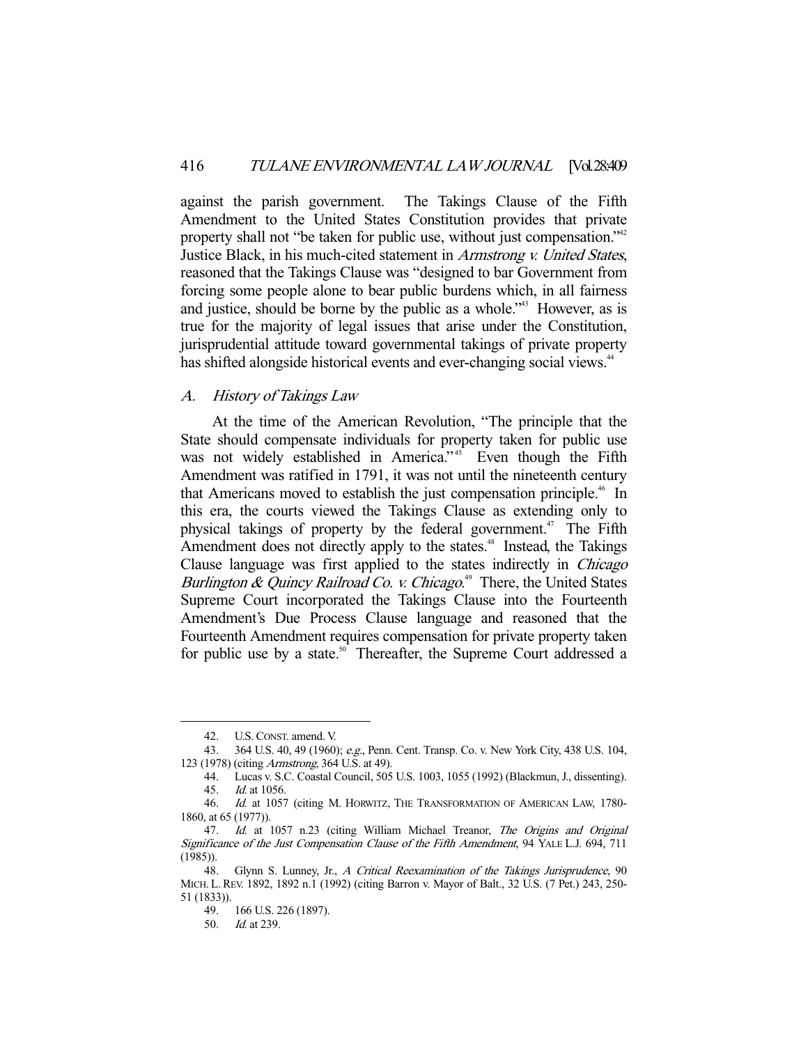against the parish government. The Takings Clause of the Fifth Amendment to the United States Constitution provides that private property shall not "be taken for public use, without just compensation."[42] Justice Black, in his much-cited statement in *Armstrong v. United States*, reasoned that the Takings Clause was "designed to bar Government from forcing some people alone to bear public burdens which, in all fairness and justice, should be borne by the public as a whole."[43] However, as is true for the majority of legal issues that arise under the Constitution, jurisprudential attitude toward governmental takings of private property has shifted alongside historical events and ever-changing social views.[44]

### *A. History of Takings Law*

At the time of the American Revolution, "The principle that the State should compensate individuals for property taken for public use was not widely established in America."[45] Even though the Fifth Amendment was ratified in 1791, it was not until the nineteenth century that Americans moved to establish the just compensation principle.[46] In this era, the courts viewed the Takings Clause as extending only to physical takings of property by the federal government.[47] The Fifth Amendment does not directly apply to the states.[48] Instead, the Takings Clause language was first applied to the states indirectly in *Chicago Burlington & Quincy Railroad Co. v. Chicago*.[49] There, the United States Supreme Court incorporated the Takings Clause into the Fourteenth Amendment's Due Process Clause language and reasoned that the Fourteenth Amendment requires compensation for private property taken for public use by a state.[50] Thereafter, the Supreme Court addressed a

---

42. U.S. CONST. amend. V.

43. 364 U.S. 40, 49 (1960); *e.g.*, Penn. Cent. Transp. Co. v. New York City, 438 U.S. 104, 123 (1978) (citing *Armstrong*, 364 U.S. at 49).

44. Lucas v. S.C. Coastal Council, 505 U.S. 1003, 1055 (1992) (Blackmun, J., dissenting).

45. *Id.* at 1056.

46. *Id.* at 1057 (citing M. HORWITZ, THE TRANSFORMATION OF AMERICAN LAW, 1780-1860, at 65 (1977)).

47. *Id.* at 1057 n.23 (citing William Michael Treanor, *The Origins and Original Significance of the Just Compensation Clause of the Fifth Amendment*, 94 YALE L.J. 694, 711 (1985)).

48. Glynn S. Lunney, Jr., *A Critical Reexamination of the Takings Jurisprudence*, 90 MICH. L. REV. 1892, 1892 n.1 (1992) (citing Barron v. Mayor of Balt., 32 U.S. (7 Pet.) 243, 250-51 (1833)).

49. 166 U.S. 226 (1897).

50. *Id.* at 239.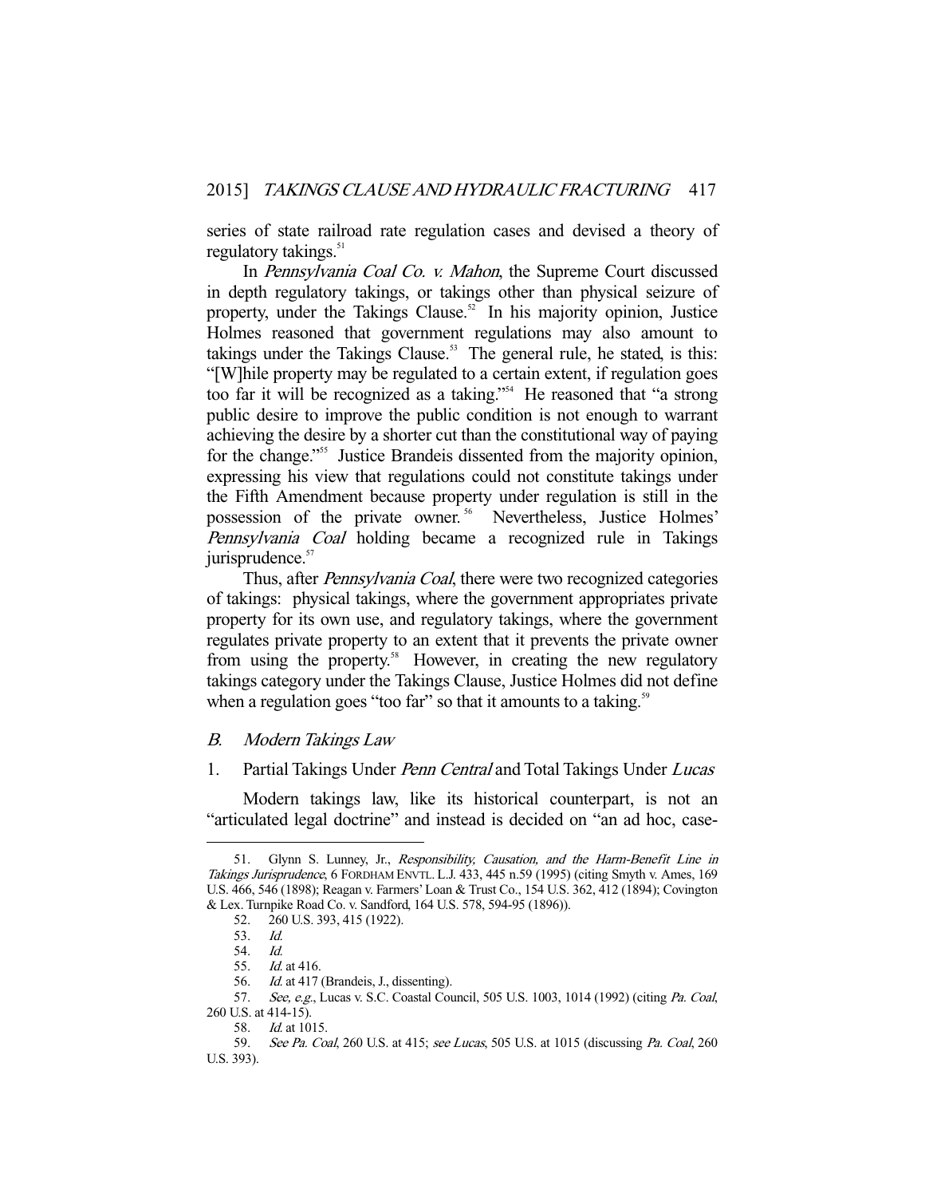series of state railroad rate regulation cases and devised a theory of regulatory takings.[51]

In *Pennsylvania Coal Co. v. Mahon*, the Supreme Court discussed in depth regulatory takings, or takings other than physical seizure of property, under the Takings Clause.[52] In his majority opinion, Justice Holmes reasoned that government regulations may also amount to takings under the Takings Clause.[53] The general rule, he stated, is this: "[W]hile property may be regulated to a certain extent, if regulation goes too far it will be recognized as a taking."[54] He reasoned that "a strong public desire to improve the public condition is not enough to warrant achieving the desire by a shorter cut than the constitutional way of paying for the change."[55] Justice Brandeis dissented from the majority opinion, expressing his view that regulations could not constitute takings under the Fifth Amendment because property under regulation is still in the possession of the private owner.[56] Nevertheless, Justice Holmes' *Pennsylvania Coal* holding became a recognized rule in Takings jurisprudence.[57]

Thus, after *Pennsylvania Coal*, there were two recognized categories of takings: physical takings, where the government appropriates private property for its own use, and regulatory takings, where the government regulates private property to an extent that it prevents the private owner from using the property.[58] However, in creating the new regulatory takings category under the Takings Clause, Justice Holmes did not define when a regulation goes "too far" so that it amounts to a taking.[59]

### *B. Modern Takings Law*

#### 1. Partial Takings Under *Penn Central* and Total Takings Under *Lucas*

Modern takings law, like its historical counterpart, is not an "articulated legal doctrine" and instead is decided on "an ad hoc, case-

---

51. Glynn S. Lunney, Jr., *Responsibility, Causation, and the Harm-Benefit Line in Takings Jurisprudence*, 6 FORDHAM ENVTL. L.J. 433, 445 n.59 (1995) (citing Smyth v. Ames, 169 U.S. 466, 546 (1898); Reagan v. Farmers' Loan & Trust Co., 154 U.S. 362, 412 (1894); Covington & Lex. Turnpike Road Co. v. Sandford, 164 U.S. 578, 594-95 (1896)).

52. 260 U.S. 393, 415 (1922).

53. *Id.*

54. *Id.*

55. *Id.* at 416.

56. *Id.* at 417 (Brandeis, J., dissenting).

57. *See, e.g.*, Lucas v. S.C. Coastal Council, 505 U.S. 1003, 1014 (1992) (citing *Pa. Coal*, 260 U.S. at 414-15).

58. *Id.* at 1015.

59. *See Pa. Coal*, 260 U.S. at 415; *see Lucas*, 505 U.S. at 1015 (discussing *Pa. Coal*, 260 U.S. 393).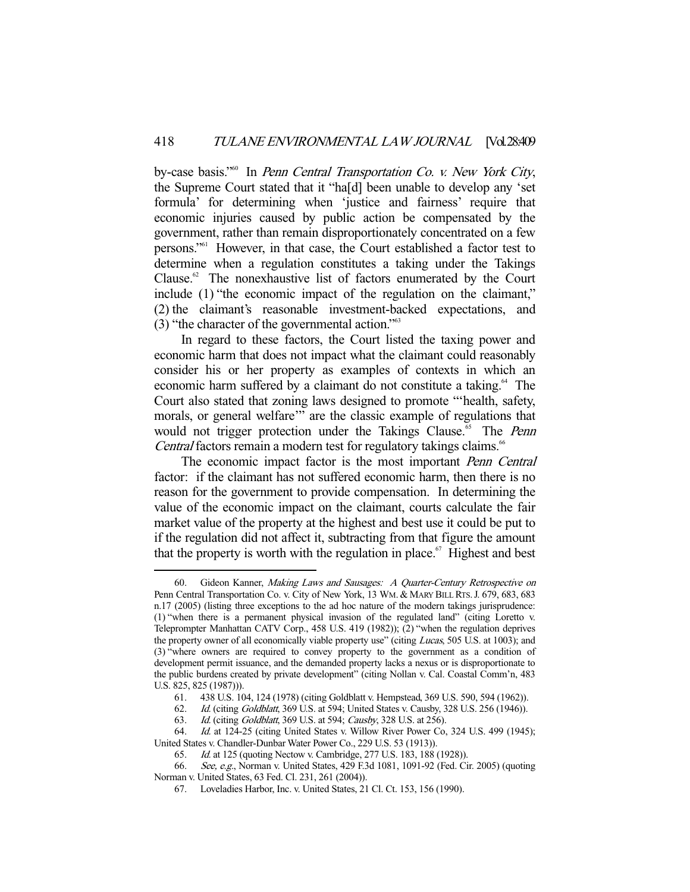by-case basis."[60] In *Penn Central Transportation Co. v. New York City*, the Supreme Court stated that it "ha[d] been unable to develop any 'set formula' for determining when 'justice and fairness' require that economic injuries caused by public action be compensated by the government, rather than remain disproportionately concentrated on a few persons."[61] However, in that case, the Court established a factor test to determine when a regulation constitutes a taking under the Takings Clause.[62] The nonexhaustive list of factors enumerated by the Court include (1) "the economic impact of the regulation on the claimant," (2) the claimant's reasonable investment-backed expectations, and (3) "the character of the governmental action."[63]

In regard to these factors, the Court listed the taxing power and economic harm that does not impact what the claimant could reasonably consider his or her property as examples of contexts in which an economic harm suffered by a claimant do not constitute a taking.[64] The Court also stated that zoning laws designed to promote "'health, safety, morals, or general welfare'" are the classic example of regulations that would not trigger protection under the Takings Clause.[65] The *Penn Central* factors remain a modern test for regulatory takings claims.[66]

The economic impact factor is the most important *Penn Central* factor: if the claimant has not suffered economic harm, then there is no reason for the government to provide compensation. In determining the value of the economic impact on the claimant, courts calculate the fair market value of the property at the highest and best use it could be put to if the regulation did not affect it, subtracting from that figure the amount that the property is worth with the regulation in place.[67] Highest and best

---

60. Gideon Kanner, *Making Laws and Sausages: A Quarter-Century Retrospective on* Penn Central Transportation Co. v. City of New York, 13 WM. & MARY BILL RTS. J. 679, 683, 683 n.17 (2005) (listing three exceptions to the ad hoc nature of the modern takings jurisprudence: (1) "when there is a permanent physical invasion of the regulated land" (citing Loretto v. Teleprompter Manhattan CATV Corp., 458 U.S. 419 (1982)); (2) "when the regulation deprives the property owner of all economically viable property use" (citing *Lucas*, 505 U.S. at 1003); and (3) "where owners are required to convey property to the government as a condition of development permit issuance, and the demanded property lacks a nexus or is disproportionate to the public burdens created by private development" (citing Nollan v. Cal. Coastal Comm'n, 483 U.S. 825, 825 (1987))).

61. 438 U.S. 104, 124 (1978) (citing Goldblatt v. Hempstead, 369 U.S. 590, 594 (1962)).

62. *Id.* (citing *Goldblatt*, 369 U.S. at 594; United States v. Causby, 328 U.S. 256 (1946)).

63. *Id.* (citing *Goldblatt*, 369 U.S. at 594; *Causby*, 328 U.S. at 256).

64. *Id.* at 124-25 (citing United States v. Willow River Power Co, 324 U.S. 499 (1945); United States v. Chandler-Dunbar Water Power Co., 229 U.S. 53 (1913)).

65. *Id.* at 125 (quoting Nectow v. Cambridge, 277 U.S. 183, 188 (1928)).

66. *See, e.g.*, Norman v. United States, 429 F.3d 1081, 1091-92 (Fed. Cir. 2005) (quoting Norman v. United States, 63 Fed. Cl. 231, 261 (2004)).

67. Loveladies Harbor, Inc. v. United States, 21 Cl. Ct. 153, 156 (1990).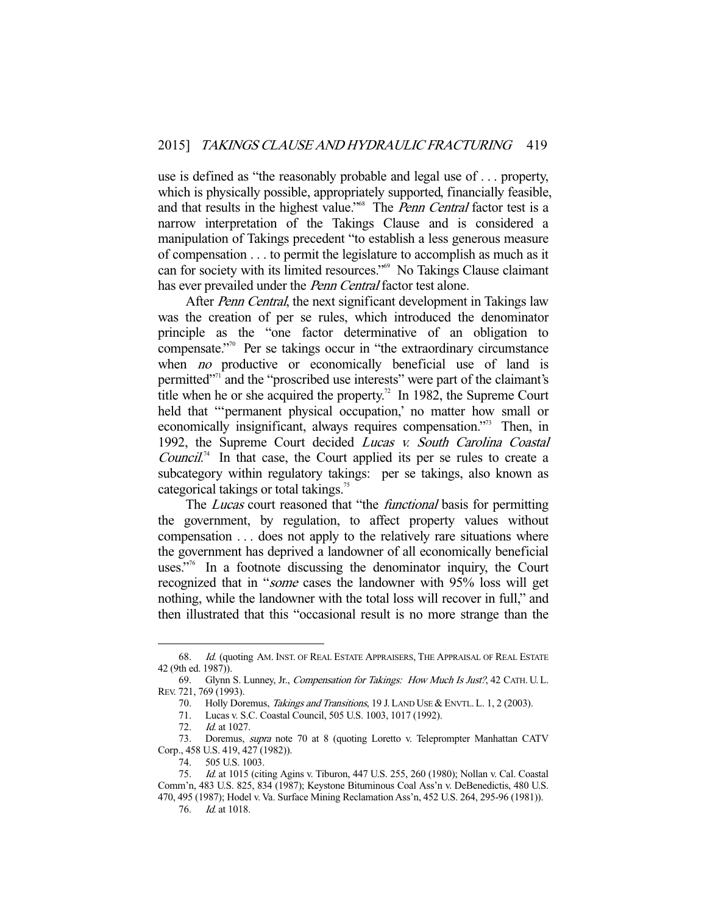use is defined as "the reasonably probable and legal use of . . . property, which is physically possible, appropriately supported, financially feasible, and that results in the highest value."[68] The *Penn Central* factor test is a narrow interpretation of the Takings Clause and is considered a manipulation of Takings precedent "to establish a less generous measure of compensation . . . to permit the legislature to accomplish as much as it can for society with its limited resources."[69] No Takings Clause claimant has ever prevailed under the *Penn Central* factor test alone.

After *Penn Central*, the next significant development in Takings law was the creation of per se rules, which introduced the denominator principle as the "one factor determinative of an obligation to compensate."[70] Per se takings occur in "the extraordinary circumstance when *no* productive or economically beneficial use of land is permitted"[71] and the "proscribed use interests" were part of the claimant's title when he or she acquired the property.[72] In 1982, the Supreme Court held that "'permanent physical occupation,' no matter how small or economically insignificant, always requires compensation."[73] Then, in 1992, the Supreme Court decided *Lucas v. South Carolina Coastal Council*.[74] In that case, the Court applied its per se rules to create a subcategory within regulatory takings: per se takings, also known as categorical takings or total takings.[75]

The *Lucas* court reasoned that "the *functional* basis for permitting the government, by regulation, to affect property values without compensation . . . does not apply to the relatively rare situations where the government has deprived a landowner of all economically beneficial uses."[76] In a footnote discussing the denominator inquiry, the Court recognized that in "*some* cases the landowner with 95% loss will get nothing, while the landowner with the total loss will recover in full," and then illustrated that this "occasional result is no more strange than the

---

68. *Id.* (quoting AM. INST. OF REAL ESTATE APPRAISERS, THE APPRAISAL OF REAL ESTATE 42 (9th ed. 1987)).

69. Glynn S. Lunney, Jr., *Compensation for Takings: How Much Is Just?*, 42 CATH. U. L. REV. 721, 769 (1993).

70. Holly Doremus, *Takings and Transitions*, 19 J. LAND USE & ENVTL. L. 1, 2 (2003).

71. Lucas v. S.C. Coastal Council, 505 U.S. 1003, 1017 (1992).

72. *Id.* at 1027.

73. Doremus, *supra* note 70 at 8 (quoting Loretto v. Teleprompter Manhattan CATV Corp., 458 U.S. 419, 427 (1982)).

74. 505 U.S. 1003.

75. *Id.* at 1015 (citing Agins v. Tiburon, 447 U.S. 255, 260 (1980); Nollan v. Cal. Coastal Comm'n, 483 U.S. 825, 834 (1987); Keystone Bituminous Coal Ass'n v. DeBenedictis, 480 U.S. 470, 495 (1987); Hodel v. Va. Surface Mining Reclamation Ass'n, 452 U.S. 264, 295-96 (1981)).

76. *Id.* at 1018.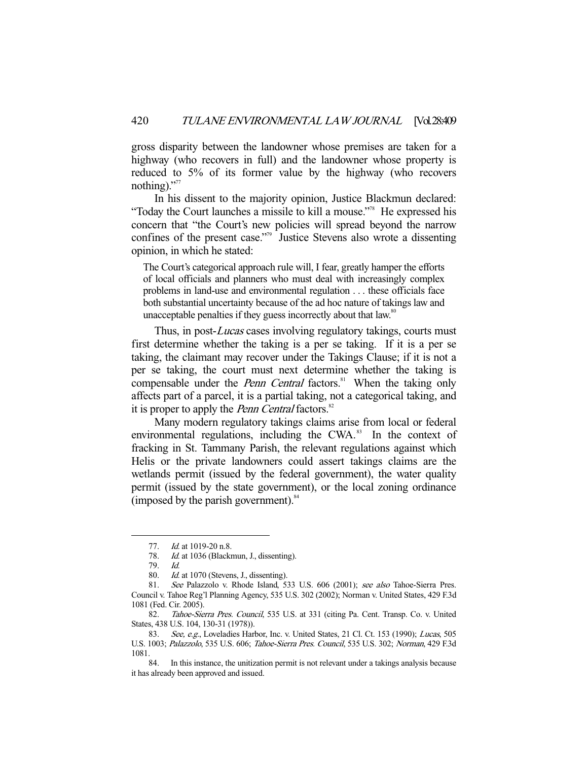gross disparity between the landowner whose premises are taken for a highway (who recovers in full) and the landowner whose property is reduced to 5% of its former value by the highway (who recovers nothing)."[77]

In his dissent to the majority opinion, Justice Blackmun declared: "Today the Court launches a missile to kill a mouse."[78] He expressed his concern that "the Court's new policies will spread beyond the narrow confines of the present case."[79] Justice Stevens also wrote a dissenting opinion, in which he stated:

> The Court's categorical approach rule will, I fear, greatly hamper the efforts of local officials and planners who must deal with increasingly complex problems in land-use and environmental regulation . . . these officials face both substantial uncertainty because of the ad hoc nature of takings law and unacceptable penalties if they guess incorrectly about that law.[80]

Thus, in post-*Lucas* cases involving regulatory takings, courts must first determine whether the taking is a per se taking. If it is a per se taking, the claimant may recover under the Takings Clause; if it is not a per se taking, the court must next determine whether the taking is compensable under the *Penn Central* factors.[81] When the taking only affects part of a parcel, it is a partial taking, not a categorical taking, and it is proper to apply the *Penn Central* factors.[82]

Many modern regulatory takings claims arise from local or federal environmental regulations, including the CWA.[83] In the context of fracking in St. Tammany Parish, the relevant regulations against which Helis or the private landowners could assert takings claims are the wetlands permit (issued by the federal government), the water quality permit (issued by the state government), or the local zoning ordinance (imposed by the parish government).[84]

---

77. *Id.* at 1019-20 n.8.

78. *Id.* at 1036 (Blackmun, J., dissenting).

79. *Id.*

80. *Id.* at 1070 (Stevens, J., dissenting).

81. *See* Palazzolo v. Rhode Island, 533 U.S. 606 (2001); *see also* Tahoe-Sierra Pres. Council v. Tahoe Reg'l Planning Agency, 535 U.S. 302 (2002); Norman v. United States, 429 F.3d 1081 (Fed. Cir. 2005).

82. *Tahoe-Sierra Pres. Council*, 535 U.S. at 331 (citing Pa. Cent. Transp. Co. v. United States, 438 U.S. 104, 130-31 (1978)).

83. *See, e.g.*, Loveladies Harbor, Inc. v. United States, 21 Cl. Ct. 153 (1990); *Lucas*, 505 U.S. 1003; *Palazzolo*, 535 U.S. 606; *Tahoe-Sierra Pres. Council*, 535 U.S. 302; *Norman*, 429 F.3d 1081.

84. In this instance, the unitization permit is not relevant under a takings analysis because it has already been approved and issued.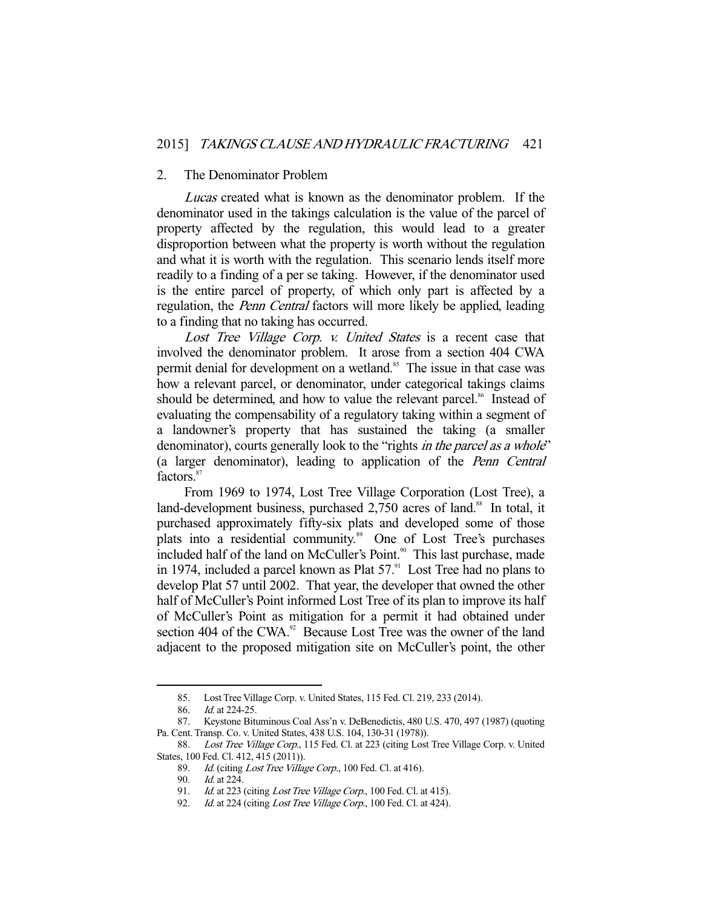### 2. The Denominator Problem

*Lucas* created what is known as the denominator problem. If the denominator used in the takings calculation is the value of the parcel of property affected by the regulation, this would lead to a greater disproportion between what the property is worth without the regulation and what it is worth with the regulation. This scenario lends itself more readily to a finding of a per se taking. However, if the denominator used is the entire parcel of property, of which only part is affected by a regulation, the *Penn Central* factors will more likely be applied, leading to a finding that no taking has occurred.

*Lost Tree Village Corp. v. United States* is a recent case that involved the denominator problem. It arose from a section 404 CWA permit denial for development on a wetland.[85] The issue in that case was how a relevant parcel, or denominator, under categorical takings claims should be determined, and how to value the relevant parcel.[86] Instead of evaluating the compensability of a regulatory taking within a segment of a landowner's property that has sustained the taking (a smaller denominator), courts generally look to the "rights *in the parcel as a whole*" (a larger denominator), leading to application of the *Penn Central* factors.[87]

From 1969 to 1974, Lost Tree Village Corporation (Lost Tree), a land-development business, purchased 2,750 acres of land.[88] In total, it purchased approximately fifty-six plats and developed some of those plats into a residential community.[89] One of Lost Tree's purchases included half of the land on McCuller's Point.[90] This last purchase, made in 1974, included a parcel known as Plat 57.[91] Lost Tree had no plans to develop Plat 57 until 2002. That year, the developer that owned the other half of McCuller's Point informed Lost Tree of its plan to improve its half of McCuller's Point as mitigation for a permit it had obtained under section 404 of the CWA.[92] Because Lost Tree was the owner of the land adjacent to the proposed mitigation site on McCuller's point, the other

---

85. Lost Tree Village Corp. v. United States, 115 Fed. Cl. 219, 233 (2014).

86. *Id.* at 224-25.

87. Keystone Bituminous Coal Ass'n v. DeBenedictis, 480 U.S. 470, 497 (1987) (quoting Pa. Cent. Transp. Co. v. United States, 438 U.S. 104, 130-31 (1978)).

88. *Lost Tree Village Corp.*, 115 Fed. Cl. at 223 (citing Lost Tree Village Corp. v. United States, 100 Fed. Cl. 412, 415 (2011)).

89. *Id.* (citing *Lost Tree Village Corp.*, 100 Fed. Cl. at 416).

90. *Id.* at 224.

91. *Id.* at 223 (citing *Lost Tree Village Corp.*, 100 Fed. Cl. at 415).

92. *Id.* at 224 (citing *Lost Tree Village Corp.*, 100 Fed. Cl. at 424).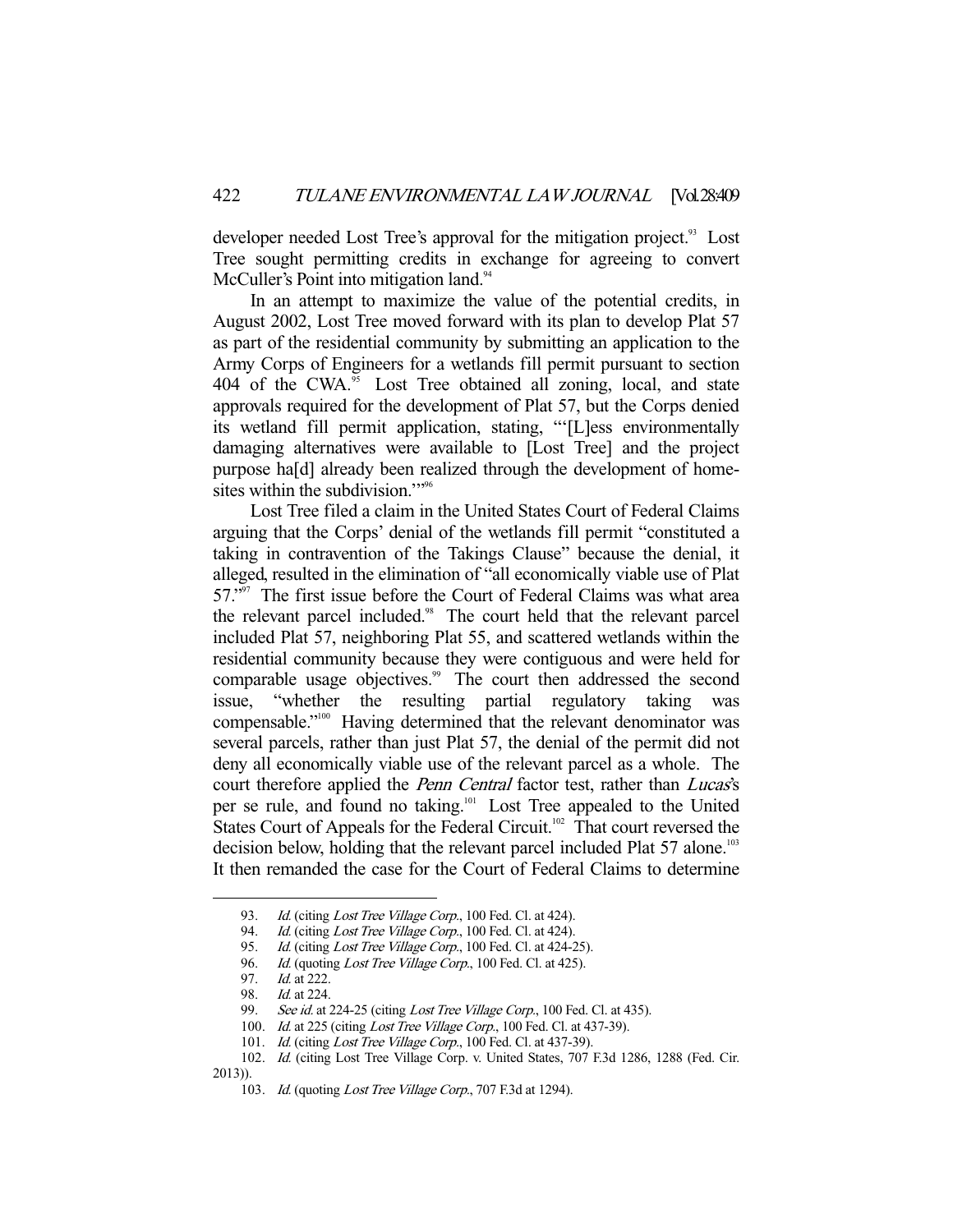developer needed Lost Tree's approval for the mitigation project.[93] Lost Tree sought permitting credits in exchange for agreeing to convert McCuller's Point into mitigation land.[94]

In an attempt to maximize the value of the potential credits, in August 2002, Lost Tree moved forward with its plan to develop Plat 57 as part of the residential community by submitting an application to the Army Corps of Engineers for a wetlands fill permit pursuant to section 404 of the CWA.[95] Lost Tree obtained all zoning, local, and state approvals required for the development of Plat 57, but the Corps denied its wetland fill permit application, stating, "'[L]ess environmentally damaging alternatives were available to [Lost Tree] and the project purpose ha[d] already been realized through the development of home-sites within the subdivision.'"[96]

Lost Tree filed a claim in the United States Court of Federal Claims arguing that the Corps' denial of the wetlands fill permit "constituted a taking in contravention of the Takings Clause" because the denial, it alleged, resulted in the elimination of "all economically viable use of Plat 57."[97] The first issue before the Court of Federal Claims was what area the relevant parcel included.[98] The court held that the relevant parcel included Plat 57, neighboring Plat 55, and scattered wetlands within the residential community because they were contiguous and were held for comparable usage objectives.[99] The court then addressed the second issue, "whether the resulting partial regulatory taking was compensable."[100] Having determined that the relevant denominator was several parcels, rather than just Plat 57, the denial of the permit did not deny all economically viable use of the relevant parcel as a whole. The court therefore applied the *Penn Central* factor test, rather than *Lucas*'s per se rule, and found no taking.[101] Lost Tree appealed to the United States Court of Appeals for the Federal Circuit.[102] That court reversed the decision below, holding that the relevant parcel included Plat 57 alone.[103] It then remanded the case for the Court of Federal Claims to determine

---

93. *Id.* (citing *Lost Tree Village Corp.*, 100 Fed. Cl. at 424).

94. *Id.* (citing *Lost Tree Village Corp.*, 100 Fed. Cl. at 424).

95. *Id.* (citing *Lost Tree Village Corp.*, 100 Fed. Cl. at 424-25).

96. *Id.* (quoting *Lost Tree Village Corp.*, 100 Fed. Cl. at 425).

97. *Id.* at 222.

98. *Id.* at 224.

99. *See id.* at 224-25 (citing *Lost Tree Village Corp.*, 100 Fed. Cl. at 435).

100. *Id.* at 225 (citing *Lost Tree Village Corp.*, 100 Fed. Cl. at 437-39).

101. *Id.* (citing *Lost Tree Village Corp.*, 100 Fed. Cl. at 437-39).

102. *Id.* (citing Lost Tree Village Corp. v. United States, 707 F.3d 1286, 1288 (Fed. Cir. 2013)).

103. *Id.* (quoting *Lost Tree Village Corp.*, 707 F.3d at 1294).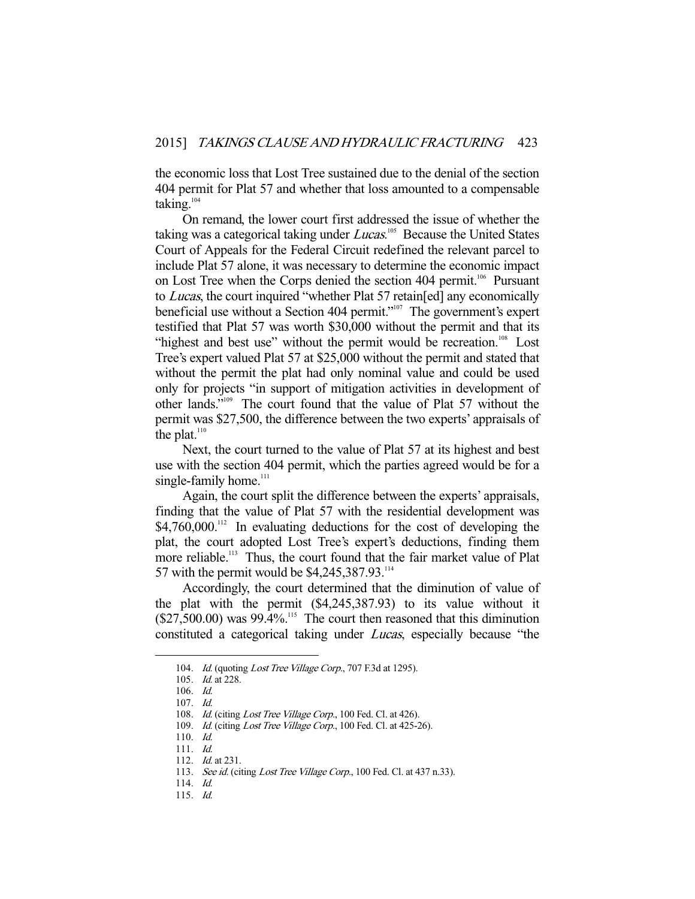the economic loss that Lost Tree sustained due to the denial of the section 404 permit for Plat 57 and whether that loss amounted to a compensable taking.[104]

On remand, the lower court first addressed the issue of whether the taking was a categorical taking under *Lucas*.[105] Because the United States Court of Appeals for the Federal Circuit redefined the relevant parcel to include Plat 57 alone, it was necessary to determine the economic impact on Lost Tree when the Corps denied the section 404 permit.[106] Pursuant to *Lucas*, the court inquired "whether Plat 57 retain[ed] any economically beneficial use without a Section 404 permit."[107] The government's expert testified that Plat 57 was worth $30,000 without the permit and that its "highest and best use" without the permit would be recreation.[108] Lost Tree's expert valued Plat 57 at $25,000 without the permit and stated that without the permit the plat had only nominal value and could be used only for projects "in support of mitigation activities in development of other lands."[109] The court found that the value of Plat 57 without the permit was $27,500, the difference between the two experts' appraisals of the plat.[110]

Next, the court turned to the value of Plat 57 at its highest and best use with the section 404 permit, which the parties agreed would be for a single-family home.[111]

Again, the court split the difference between the experts' appraisals, finding that the value of Plat 57 with the residential development was $4,760,000.[112] In evaluating deductions for the cost of developing the plat, the court adopted Lost Tree's expert's deductions, finding them more reliable.[113] Thus, the court found that the fair market value of Plat 57 with the permit would be $4,245,387.93.[114]

Accordingly, the court determined that the diminution of value of the plat with the permit ($4,245,387.93) to its value without it ($27,500.00) was 99.4%.[115] The court then reasoned that this diminution constituted a categorical taking under *Lucas*, especially because "the

---

104. *Id.* (quoting *Lost Tree Village Corp.*, 707 F.3d at 1295).
105. *Id.* at 228.
106. *Id.*
107. *Id.*
108. *Id.* (citing *Lost Tree Village Corp.*, 100 Fed. Cl. at 426).
109. *Id.* (citing *Lost Tree Village Corp.*, 100 Fed. Cl. at 425-26).
110. *Id.*
111. *Id.*
112. *Id.* at 231.
113. *See id.* (citing *Lost Tree Village Corp.*, 100 Fed. Cl. at 437 n.33).
114. *Id.*
115. *Id.*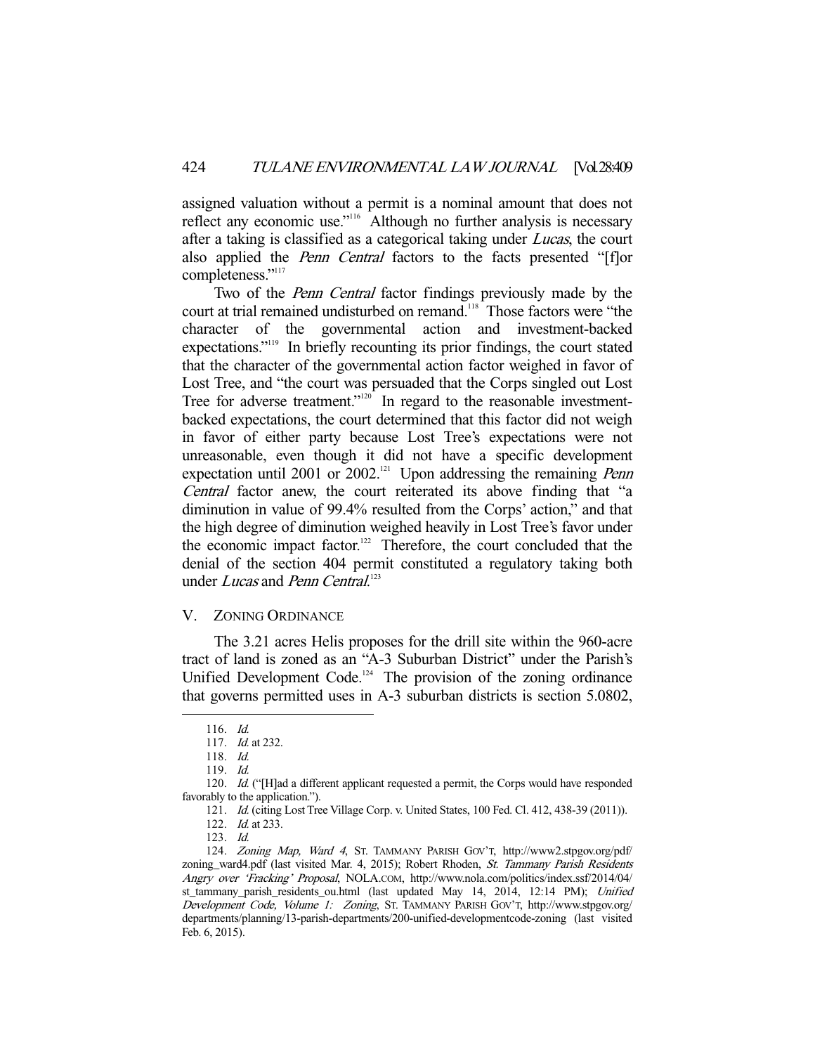assigned valuation without a permit is a nominal amount that does not reflect any economic use."[116] Although no further analysis is necessary after a taking is classified as a categorical taking under *Lucas*, the court also applied the *Penn Central* factors to the facts presented "[f]or completeness."[117]

Two of the *Penn Central* factor findings previously made by the court at trial remained undisturbed on remand.[118] Those factors were "the character of the governmental action and investment-backed expectations."[119] In briefly recounting its prior findings, the court stated that the character of the governmental action factor weighed in favor of Lost Tree, and "the court was persuaded that the Corps singled out Lost Tree for adverse treatment."[120] In regard to the reasonable investment-backed expectations, the court determined that this factor did not weigh in favor of either party because Lost Tree's expectations were not unreasonable, even though it did not have a specific development expectation until 2001 or 2002.[121] Upon addressing the remaining *Penn Central* factor anew, the court reiterated its above finding that "a diminution in value of 99.4% resulted from the Corps' action," and that the high degree of diminution weighed heavily in Lost Tree's favor under the economic impact factor.[122] Therefore, the court concluded that the denial of the section 404 permit constituted a regulatory taking both under *Lucas* and *Penn Central*.[123]

## V. ZONING ORDINANCE

The 3.21 acres Helis proposes for the drill site within the 960-acre tract of land is zoned as an "A-3 Suburban District" under the Parish's Unified Development Code.[124] The provision of the zoning ordinance that governs permitted uses in A-3 suburban districts is section 5.0802,

---

116. *Id.*

117. *Id.* at 232.

118. *Id.*

119. *Id.*

120. *Id.* ("[H]ad a different applicant requested a permit, the Corps would have responded favorably to the application.").

121. *Id.* (citing Lost Tree Village Corp. v. United States, 100 Fed. Cl. 412, 438-39 (2011)).

122. *Id.* at 233.

123. *Id.*

124. *Zoning Map, Ward 4*, ST. TAMMANY PARISH GOV'T, http://www2.stpgov.org/pdf/zoning_ward4.pdf (last visited Mar. 4, 2015); Robert Rhoden, *St. Tammany Parish Residents Angry over 'Fracking' Proposal*, NOLA.COM, http://www.nola.com/politics/index.ssf/2014/04/st_tammany_parish_residents_ou.html (last updated May 14, 2014, 12:14 PM); *Unified Development Code, Volume 1: Zoning*, ST. TAMMANY PARISH GOV'T, http://www.stpgov.org/departments/planning/13-parish-departments/200-unified-developmentcode-zoning (last visited Feb. 6, 2015).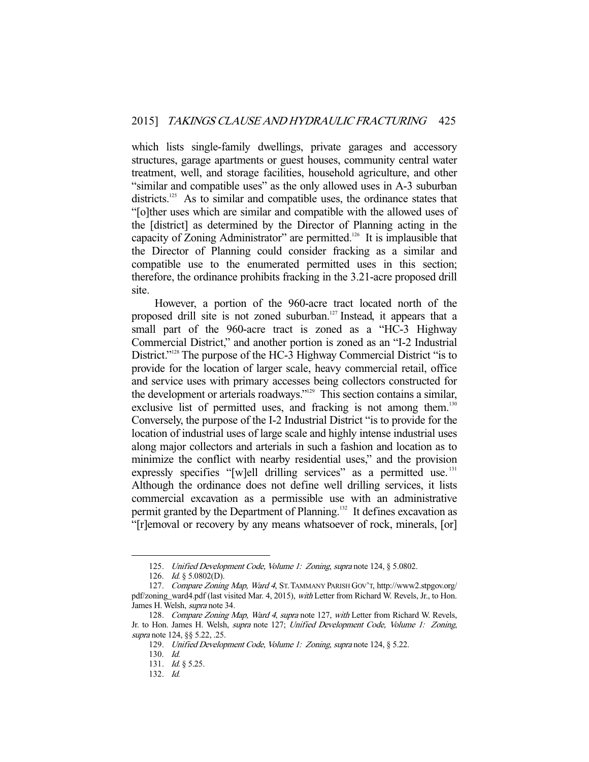which lists single-family dwellings, private garages and accessory structures, garage apartments or guest houses, community central water treatment, well, and storage facilities, household agriculture, and other "similar and compatible uses" as the only allowed uses in A-3 suburban districts.[125] As to similar and compatible uses, the ordinance states that "[o]ther uses which are similar and compatible with the allowed uses of the [district] as determined by the Director of Planning acting in the capacity of Zoning Administrator" are permitted.[126] It is implausible that the Director of Planning could consider fracking as a similar and compatible use to the enumerated permitted uses in this section; therefore, the ordinance prohibits fracking in the 3.21-acre proposed drill site.

However, a portion of the 960-acre tract located north of the proposed drill site is not zoned suburban.[127] Instead, it appears that a small part of the 960-acre tract is zoned as a "HC-3 Highway Commercial District," and another portion is zoned as an "I-2 Industrial District."[128] The purpose of the HC-3 Highway Commercial District "is to provide for the location of larger scale, heavy commercial retail, office and service uses with primary accesses being collectors constructed for the development or arterials roadways."[129] This section contains a similar, exclusive list of permitted uses, and fracking is not among them.[130] Conversely, the purpose of the I-2 Industrial District "is to provide for the location of industrial uses of large scale and highly intense industrial uses along major collectors and arterials in such a fashion and location as to minimize the conflict with nearby residential uses," and the provision expressly specifies "[w]ell drilling services" as a permitted use.[131] Although the ordinance does not define well drilling services, it lists commercial excavation as a permissible use with an administrative permit granted by the Department of Planning.[132] It defines excavation as "[r]emoval or recovery by any means whatsoever of rock, minerals, [or]

---

125. *Unified Development Code, Volume 1: Zoning*, *supra* note 124, § 5.0802.

126. *Id.* § 5.0802(D).

127. *Compare Zoning Map, Ward 4*, ST. TAMMANY PARISH GOV'T, http://www2.stpgov.org/pdf/zoning_ward4.pdf (last visited Mar. 4, 2015), *with* Letter from Richard W. Revels, Jr., to Hon. James H. Welsh, *supra* note 34.

128. *Compare Zoning Map, Ward 4*, *supra* note 127, *with* Letter from Richard W. Revels, Jr. to Hon. James H. Welsh, *supra* note 127; *Unified Development Code, Volume 1: Zoning*, *supra* note 124, §§ 5.22, .25.

129. *Unified Development Code, Volume 1: Zoning*, *supra* note 124, § 5.22.

130. *Id.*

131. *Id.* § 5.25.

132. *Id.*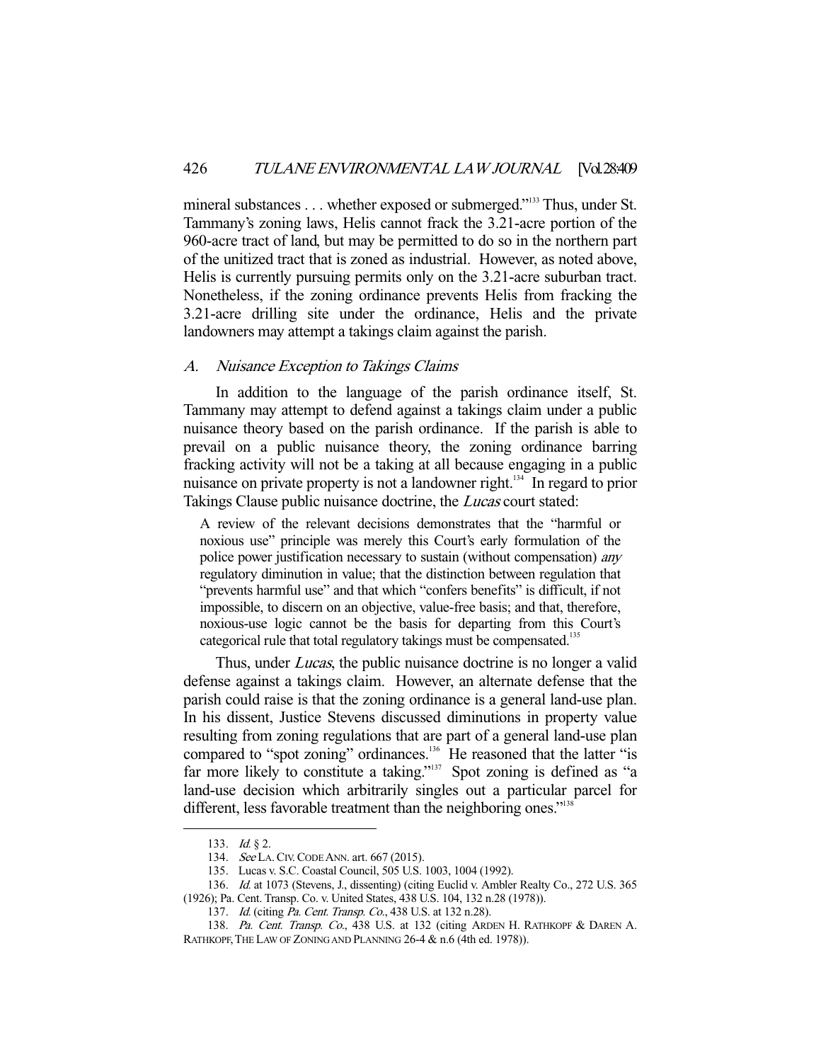mineral substances . . . whether exposed or submerged."[133] Thus, under St. Tammany's zoning laws, Helis cannot frack the 3.21-acre portion of the 960-acre tract of land, but may be permitted to do so in the northern part of the unitized tract that is zoned as industrial. However, as noted above, Helis is currently pursuing permits only on the 3.21-acre suburban tract. Nonetheless, if the zoning ordinance prevents Helis from fracking the 3.21-acre drilling site under the ordinance, Helis and the private landowners may attempt a takings claim against the parish.

### *A. Nuisance Exception to Takings Claims*

In addition to the language of the parish ordinance itself, St. Tammany may attempt to defend against a takings claim under a public nuisance theory based on the parish ordinance. If the parish is able to prevail on a public nuisance theory, the zoning ordinance barring fracking activity will not be a taking at all because engaging in a public nuisance on private property is not a landowner right.[134] In regard to prior Takings Clause public nuisance doctrine, the *Lucas* court stated:

> A review of the relevant decisions demonstrates that the "harmful or noxious use" principle was merely this Court's early formulation of the police power justification necessary to sustain (without compensation) *any* regulatory diminution in value; that the distinction between regulation that "prevents harmful use" and that which "confers benefits" is difficult, if not impossible, to discern on an objective, value-free basis; and that, therefore, noxious-use logic cannot be the basis for departing from this Court's categorical rule that total regulatory takings must be compensated.[135]

Thus, under *Lucas*, the public nuisance doctrine is no longer a valid defense against a takings claim. However, an alternate defense that the parish could raise is that the zoning ordinance is a general land-use plan. In his dissent, Justice Stevens discussed diminutions in property value resulting from zoning regulations that are part of a general land-use plan compared to "spot zoning" ordinances.[136] He reasoned that the latter "is far more likely to constitute a taking."[137] Spot zoning is defined as "a land-use decision which arbitrarily singles out a particular parcel for different, less favorable treatment than the neighboring ones."[138]

---

133. *Id.* § 2.

134. *See* LA. CIV. CODE ANN. art. 667 (2015).

135. Lucas v. S.C. Coastal Council, 505 U.S. 1003, 1004 (1992).

136. *Id.* at 1073 (Stevens, J., dissenting) (citing Euclid v. Ambler Realty Co., 272 U.S. 365 (1926); Pa. Cent. Transp. Co. v. United States, 438 U.S. 104, 132 n.28 (1978)).

137. *Id.* (citing *Pa. Cent. Transp. Co.*, 438 U.S. at 132 n.28).

138. *Pa. Cent. Transp. Co.*, 438 U.S. at 132 (citing ARDEN H. RATHKOPF & DAREN A. RATHKOPF, THE LAW OF ZONING AND PLANNING 26-4 & n.6 (4th ed. 1978)).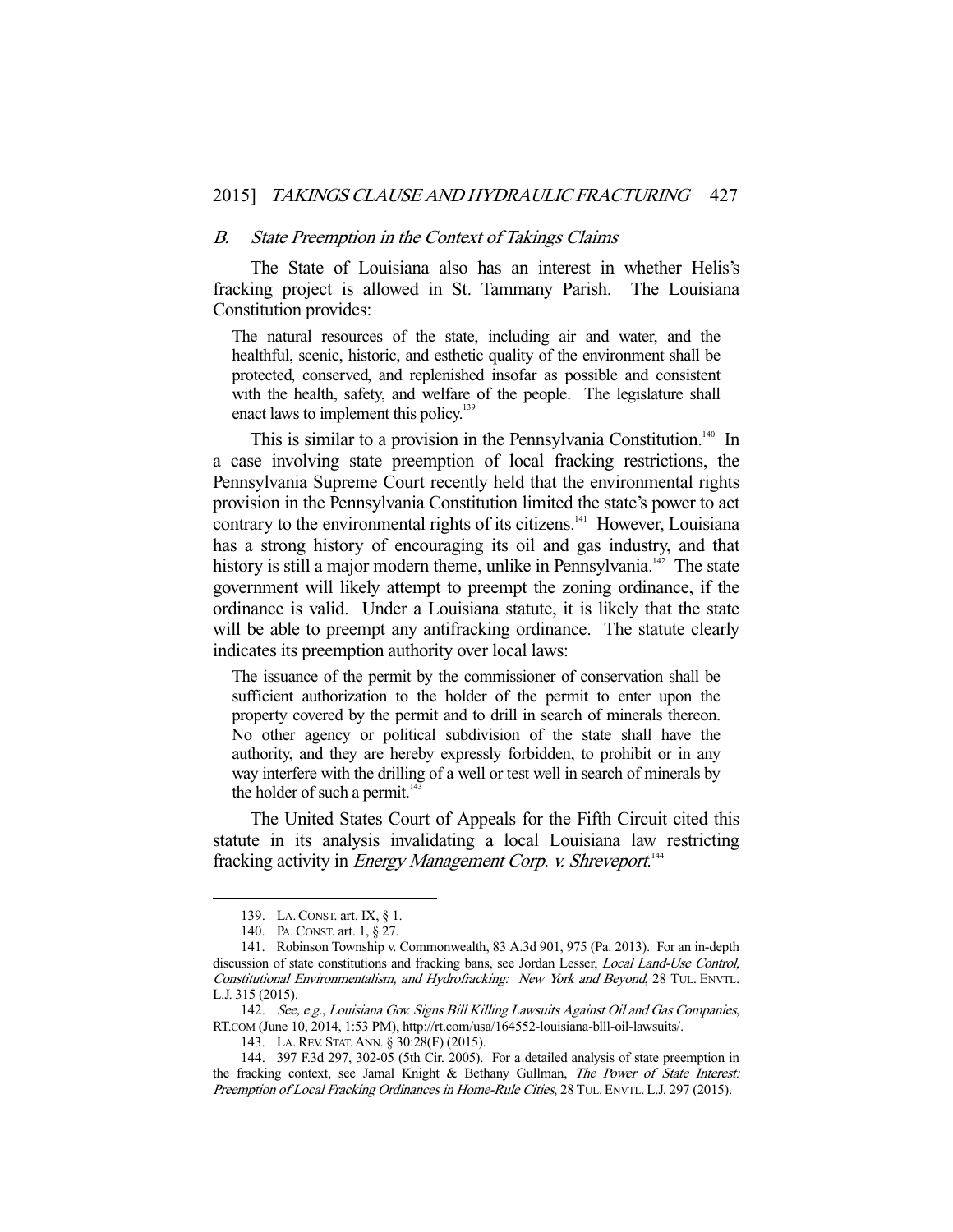### *B. State Preemption in the Context of Takings Claims*

The State of Louisiana also has an interest in whether Helis's fracking project is allowed in St. Tammany Parish. The Louisiana Constitution provides:

> The natural resources of the state, including air and water, and the healthful, scenic, historic, and esthetic quality of the environment shall be protected, conserved, and replenished insofar as possible and consistent with the health, safety, and welfare of the people. The legislature shall enact laws to implement this policy.[139]

This is similar to a provision in the Pennsylvania Constitution.[140] In a case involving state preemption of local fracking restrictions, the Pennsylvania Supreme Court recently held that the environmental rights provision in the Pennsylvania Constitution limited the state's power to act contrary to the environmental rights of its citizens.[141] However, Louisiana has a strong history of encouraging its oil and gas industry, and that history is still a major modern theme, unlike in Pennsylvania.[142] The state government will likely attempt to preempt the zoning ordinance, if the ordinance is valid. Under a Louisiana statute, it is likely that the state will be able to preempt any antifracking ordinance. The statute clearly indicates its preemption authority over local laws:

> The issuance of the permit by the commissioner of conservation shall be sufficient authorization to the holder of the permit to enter upon the property covered by the permit and to drill in search of minerals thereon. No other agency or political subdivision of the state shall have the authority, and they are hereby expressly forbidden, to prohibit or in any way interfere with the drilling of a well or test well in search of minerals by the holder of such a permit.[143]

The United States Court of Appeals for the Fifth Circuit cited this statute in its analysis invalidating a local Louisiana law restricting fracking activity in *Energy Management Corp. v. Shreveport*.[144]

---

139. LA. CONST. art. IX, § 1.

140. PA. CONST. art. 1, § 27.

141. Robinson Township v. Commonwealth, 83 A.3d 901, 975 (Pa. 2013). For an in-depth discussion of state constitutions and fracking bans, see Jordan Lesser, *Local Land-Use Control, Constitutional Environmentalism, and Hydrofracking: New York and Beyond*, 28 TUL. ENVTL. L.J. 315 (2015).

142. *See, e.g.*, *Louisiana Gov. Signs Bill Killing Lawsuits Against Oil and Gas Companies*, RT.COM (June 10, 2014, 1:53 PM), http://rt.com/usa/164552-louisiana-blll-oil-lawsuits/.

143. LA. REV. STAT. ANN. § 30:28(F) (2015).

144. 397 F.3d 297, 302-05 (5th Cir. 2005). For a detailed analysis of state preemption in the fracking context, see Jamal Knight & Bethany Gullman, *The Power of State Interest: Preemption of Local Fracking Ordinances in Home-Rule Cities*, 28 TUL. ENVTL. L.J. 297 (2015).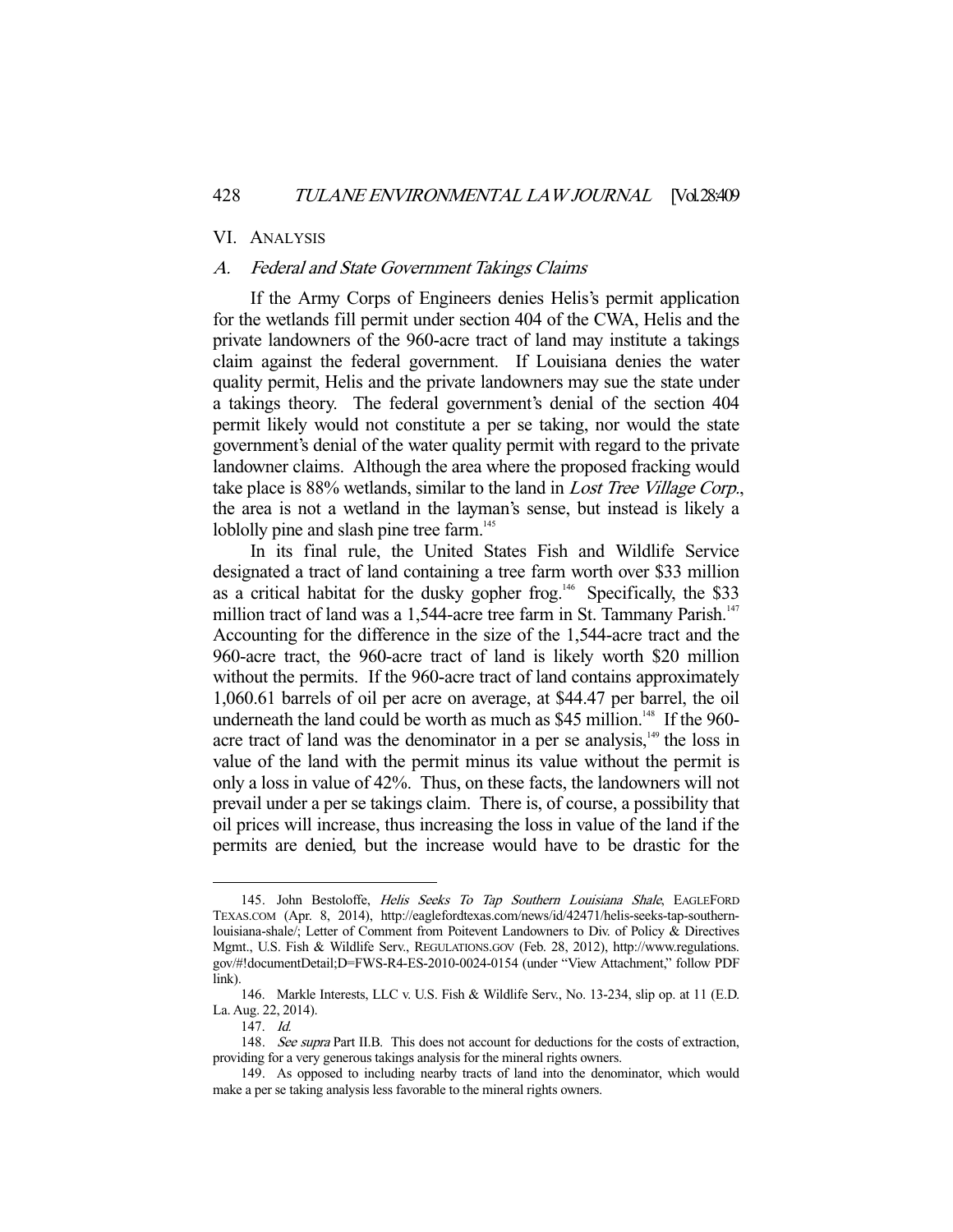## VI. ANALYSIS

### A. *Federal and State Government Takings Claims*

If the Army Corps of Engineers denies Helis's permit application for the wetlands fill permit under section 404 of the CWA, Helis and the private landowners of the 960-acre tract of land may institute a takings claim against the federal government. If Louisiana denies the water quality permit, Helis and the private landowners may sue the state under a takings theory. The federal government's denial of the section 404 permit likely would not constitute a per se taking, nor would the state government's denial of the water quality permit with regard to the private landowner claims. Although the area where the proposed fracking would take place is 88% wetlands, similar to the land in *Lost Tree Village Corp.*, the area is not a wetland in the layman's sense, but instead is likely a loblolly pine and slash pine tree farm.[145]

In its final rule, the United States Fish and Wildlife Service designated a tract of land containing a tree farm worth over $33 million as a critical habitat for the dusky gopher frog.[146] Specifically, the $33 million tract of land was a 1,544-acre tree farm in St. Tammany Parish.[147] Accounting for the difference in the size of the 1,544-acre tract and the 960-acre tract, the 960-acre tract of land is likely worth $20 million without the permits. If the 960-acre tract of land contains approximately 1,060.61 barrels of oil per acre on average, at $44.47 per barrel, the oil underneath the land could be worth as much as $45 million.[148] If the 960-acre tract of land was the denominator in a per se analysis,[149] the loss in value of the land with the permit minus its value without the permit is only a loss in value of 42%. Thus, on these facts, the landowners will not prevail under a per se takings claim. There is, of course, a possibility that oil prices will increase, thus increasing the loss in value of the land if the permits are denied, but the increase would have to be drastic for the

---

145. John Bestoloffe, *Helis Seeks To Tap Southern Louisiana Shale*, EAGLEFORD TEXAS.COM (Apr. 8, 2014), http://eaglefordtexas.com/news/id/42471/helis-seeks-tap-southern-louisiana-shale/; Letter of Comment from Poitevent Landowners to Div. of Policy & Directives Mgmt., U.S. Fish & Wildlife Serv., REGULATIONS.GOV (Feb. 28, 2012), http://www.regulations.gov/#!documentDetail;D=FWS-R4-ES-2010-0024-0154 (under "View Attachment," follow PDF link).

146. Markle Interests, LLC v. U.S. Fish & Wildlife Serv., No. 13-234, slip op. at 11 (E.D. La. Aug. 22, 2014).

147. *Id.*

148. *See supra* Part II.B. This does not account for deductions for the costs of extraction, providing for a very generous takings analysis for the mineral rights owners.

149. As opposed to including nearby tracts of land into the denominator, which would make a per se taking analysis less favorable to the mineral rights owners.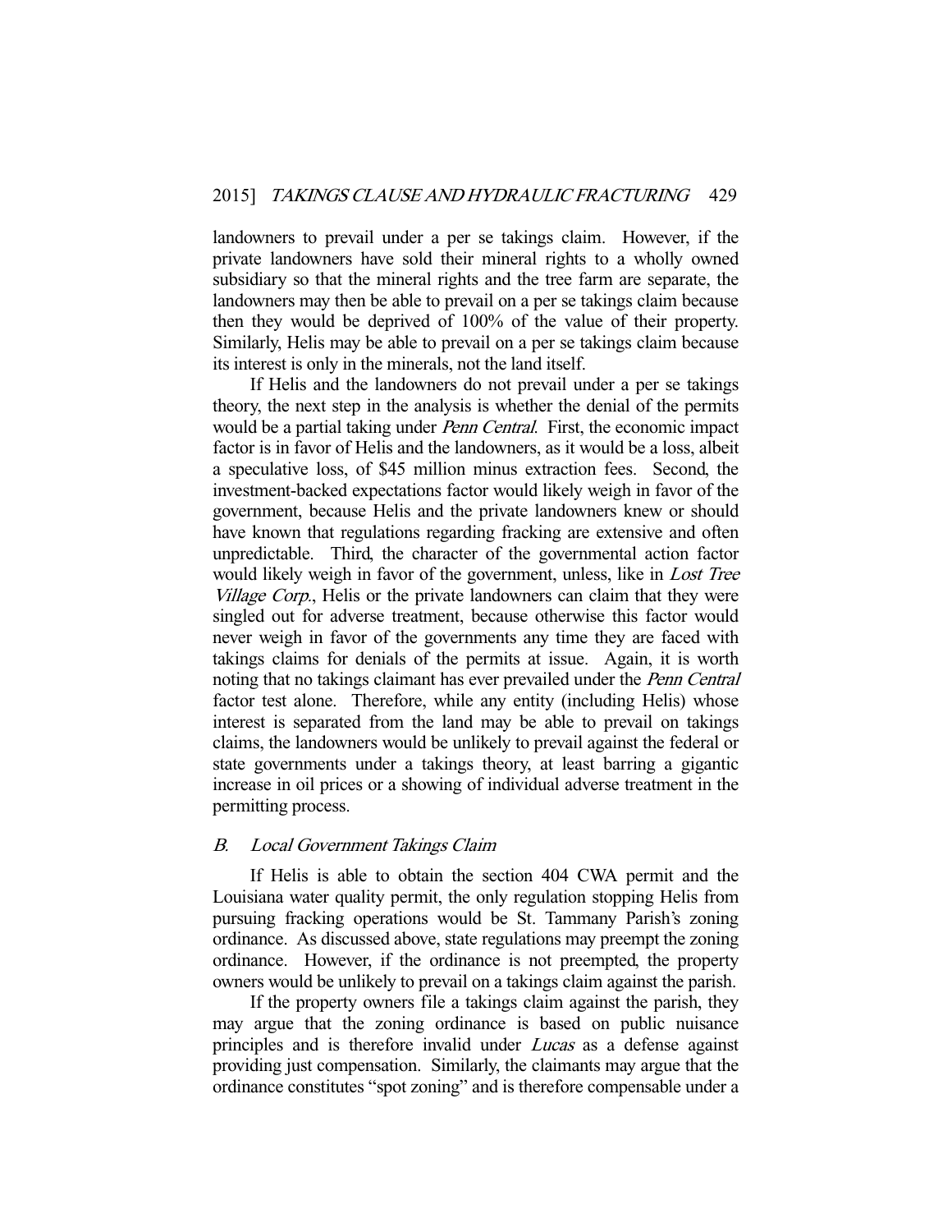landowners to prevail under a per se takings claim. However, if the private landowners have sold their mineral rights to a wholly owned subsidiary so that the mineral rights and the tree farm are separate, the landowners may then be able to prevail on a per se takings claim because then they would be deprived of 100% of the value of their property. Similarly, Helis may be able to prevail on a per se takings claim because its interest is only in the minerals, not the land itself.

If Helis and the landowners do not prevail under a per se takings theory, the next step in the analysis is whether the denial of the permits would be a partial taking under *Penn Central*. First, the economic impact factor is in favor of Helis and the landowners, as it would be a loss, albeit a speculative loss, of $45 million minus extraction fees. Second, the investment-backed expectations factor would likely weigh in favor of the government, because Helis and the private landowners knew or should have known that regulations regarding fracking are extensive and often unpredictable. Third, the character of the governmental action factor would likely weigh in favor of the government, unless, like in *Lost Tree Village Corp.*, Helis or the private landowners can claim that they were singled out for adverse treatment, because otherwise this factor would never weigh in favor of the governments any time they are faced with takings claims for denials of the permits at issue. Again, it is worth noting that no takings claimant has ever prevailed under the *Penn Central* factor test alone. Therefore, while any entity (including Helis) whose interest is separated from the land may be able to prevail on takings claims, the landowners would be unlikely to prevail against the federal or state governments under a takings theory, at least barring a gigantic increase in oil prices or a showing of individual adverse treatment in the permitting process.

### *B. Local Government Takings Claim*

If Helis is able to obtain the section 404 CWA permit and the Louisiana water quality permit, the only regulation stopping Helis from pursuing fracking operations would be St. Tammany Parish's zoning ordinance. As discussed above, state regulations may preempt the zoning ordinance. However, if the ordinance is not preempted, the property owners would be unlikely to prevail on a takings claim against the parish.

If the property owners file a takings claim against the parish, they may argue that the zoning ordinance is based on public nuisance principles and is therefore invalid under *Lucas* as a defense against providing just compensation. Similarly, the claimants may argue that the ordinance constitutes "spot zoning" and is therefore compensable under a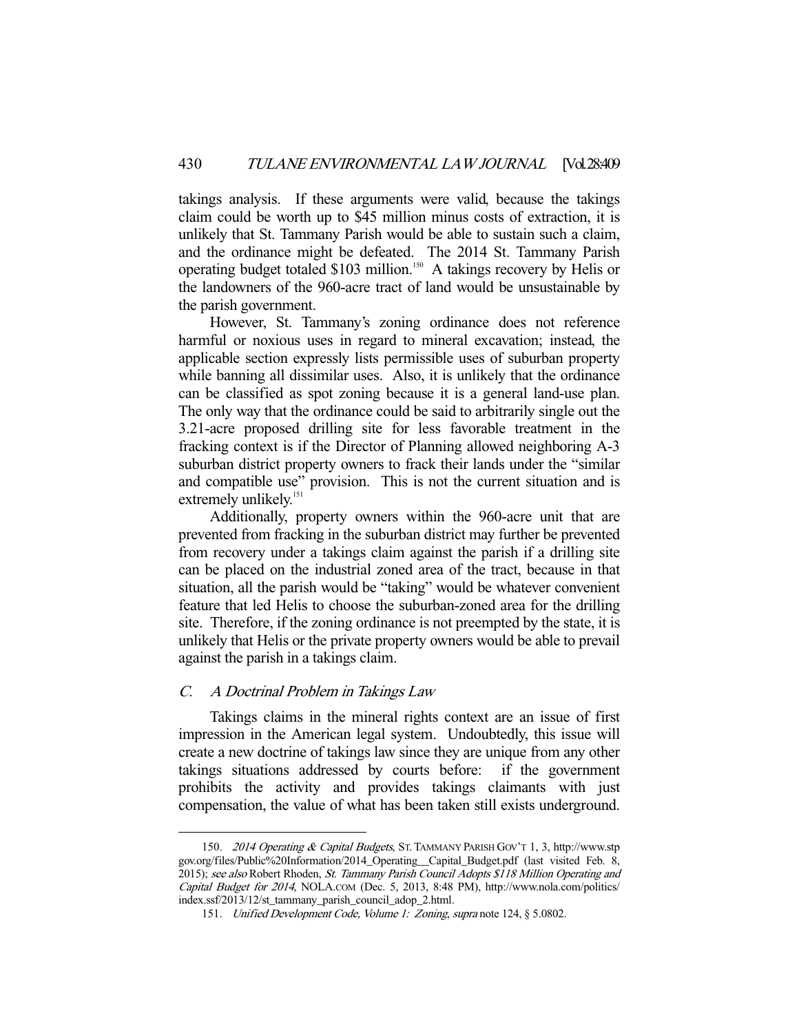takings analysis. If these arguments were valid, because the takings claim could be worth up to $45 million minus costs of extraction, it is unlikely that St. Tammany Parish would be able to sustain such a claim, and the ordinance might be defeated. The 2014 St. Tammany Parish operating budget totaled $103 million.[150] A takings recovery by Helis or the landowners of the 960-acre tract of land would be unsustainable by the parish government.

However, St. Tammany's zoning ordinance does not reference harmful or noxious uses in regard to mineral excavation; instead, the applicable section expressly lists permissible uses of suburban property while banning all dissimilar uses. Also, it is unlikely that the ordinance can be classified as spot zoning because it is a general land-use plan. The only way that the ordinance could be said to arbitrarily single out the 3.21-acre proposed drilling site for less favorable treatment in the fracking context is if the Director of Planning allowed neighboring A-3 suburban district property owners to frack their lands under the "similar and compatible use" provision. This is not the current situation and is extremely unlikely.[151]

Additionally, property owners within the 960-acre unit that are prevented from fracking in the suburban district may further be prevented from recovery under a takings claim against the parish if a drilling site can be placed on the industrial zoned area of the tract, because in that situation, all the parish would be "taking" would be whatever convenient feature that led Helis to choose the suburban-zoned area for the drilling site. Therefore, if the zoning ordinance is not preempted by the state, it is unlikely that Helis or the private property owners would be able to prevail against the parish in a takings claim.

### C. *A Doctrinal Problem in Takings Law*

Takings claims in the mineral rights context are an issue of first impression in the American legal system. Undoubtedly, this issue will create a new doctrine of takings law since they are unique from any other takings situations addressed by courts before: if the government prohibits the activity and provides takings claimants with just compensation, the value of what has been taken still exists underground.

---

150. *2014 Operating & Capital Budgets*, ST. TAMMANY PARISH GOV'T 1, 3, http://www.stpgov.org/files/Public%20Information/2014_Operating__Capital_Budget.pdf (last visited Feb. 8, 2015); *see also* Robert Rhoden, *St. Tammany Parish Council Adopts $118 Million Operating and Capital Budget for 2014*, NOLA.COM (Dec. 5, 2013, 8:48 PM), http://www.nola.com/politics/index.ssf/2013/12/st_tammany_parish_council_adop_2.html.

151. *Unified Development Code, Volume 1: Zoning*, *supra* note 124, § 5.0802.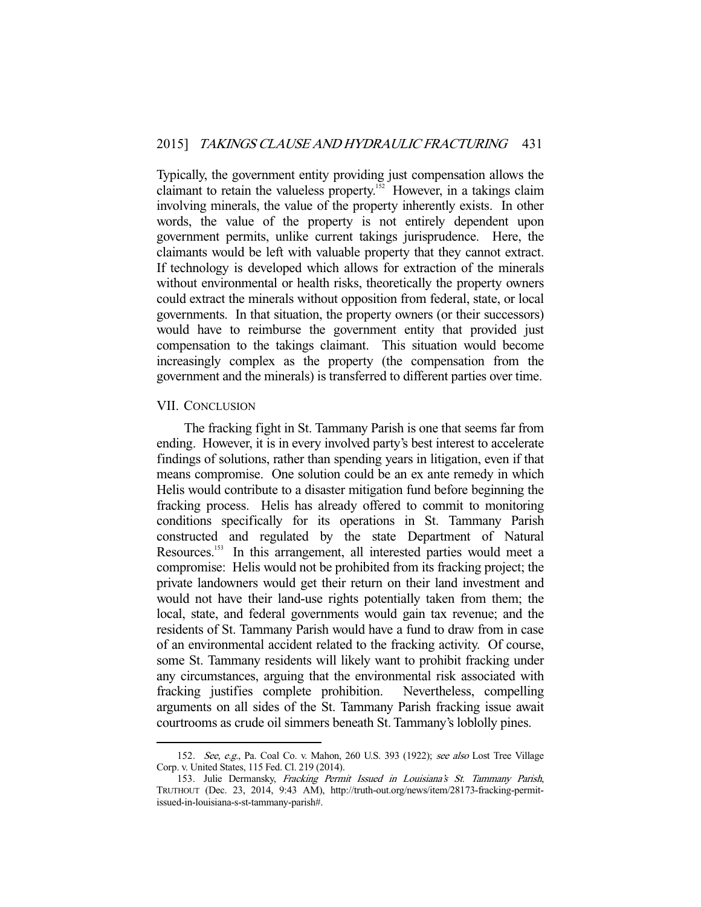Typically, the government entity providing just compensation allows the claimant to retain the valueless property.[152] However, in a takings claim involving minerals, the value of the property inherently exists. In other words, the value of the property is not entirely dependent upon government permits, unlike current takings jurisprudence. Here, the claimants would be left with valuable property that they cannot extract. If technology is developed which allows for extraction of the minerals without environmental or health risks, theoretically the property owners could extract the minerals without opposition from federal, state, or local governments. In that situation, the property owners (or their successors) would have to reimburse the government entity that provided just compensation to the takings claimant. This situation would become increasingly complex as the property (the compensation from the government and the minerals) is transferred to different parties over time.

## VII. CONCLUSION

The fracking fight in St. Tammany Parish is one that seems far from ending. However, it is in every involved party's best interest to accelerate findings of solutions, rather than spending years in litigation, even if that means compromise. One solution could be an ex ante remedy in which Helis would contribute to a disaster mitigation fund before beginning the fracking process. Helis has already offered to commit to monitoring conditions specifically for its operations in St. Tammany Parish constructed and regulated by the state Department of Natural Resources.[153] In this arrangement, all interested parties would meet a compromise: Helis would not be prohibited from its fracking project; the private landowners would get their return on their land investment and would not have their land-use rights potentially taken from them; the local, state, and federal governments would gain tax revenue; and the residents of St. Tammany Parish would have a fund to draw from in case of an environmental accident related to the fracking activity. Of course, some St. Tammany residents will likely want to prohibit fracking under any circumstances, arguing that the environmental risk associated with fracking justifies complete prohibition. Nevertheless, compelling arguments on all sides of the St. Tammany Parish fracking issue await courtrooms as crude oil simmers beneath St. Tammany's loblolly pines.

---

152. *See, e.g.*, Pa. Coal Co. v. Mahon, 260 U.S. 393 (1922); *see also* Lost Tree Village Corp. v. United States, 115 Fed. Cl. 219 (2014).

153. Julie Dermansky, *Fracking Permit Issued in Louisiana's St. Tammany Parish*, TRUTHOUT (Dec. 23, 2014, 9:43 AM), http://truth-out.org/news/item/28173-fracking-permit-issued-in-louisiana-s-st-tammany-parish#.